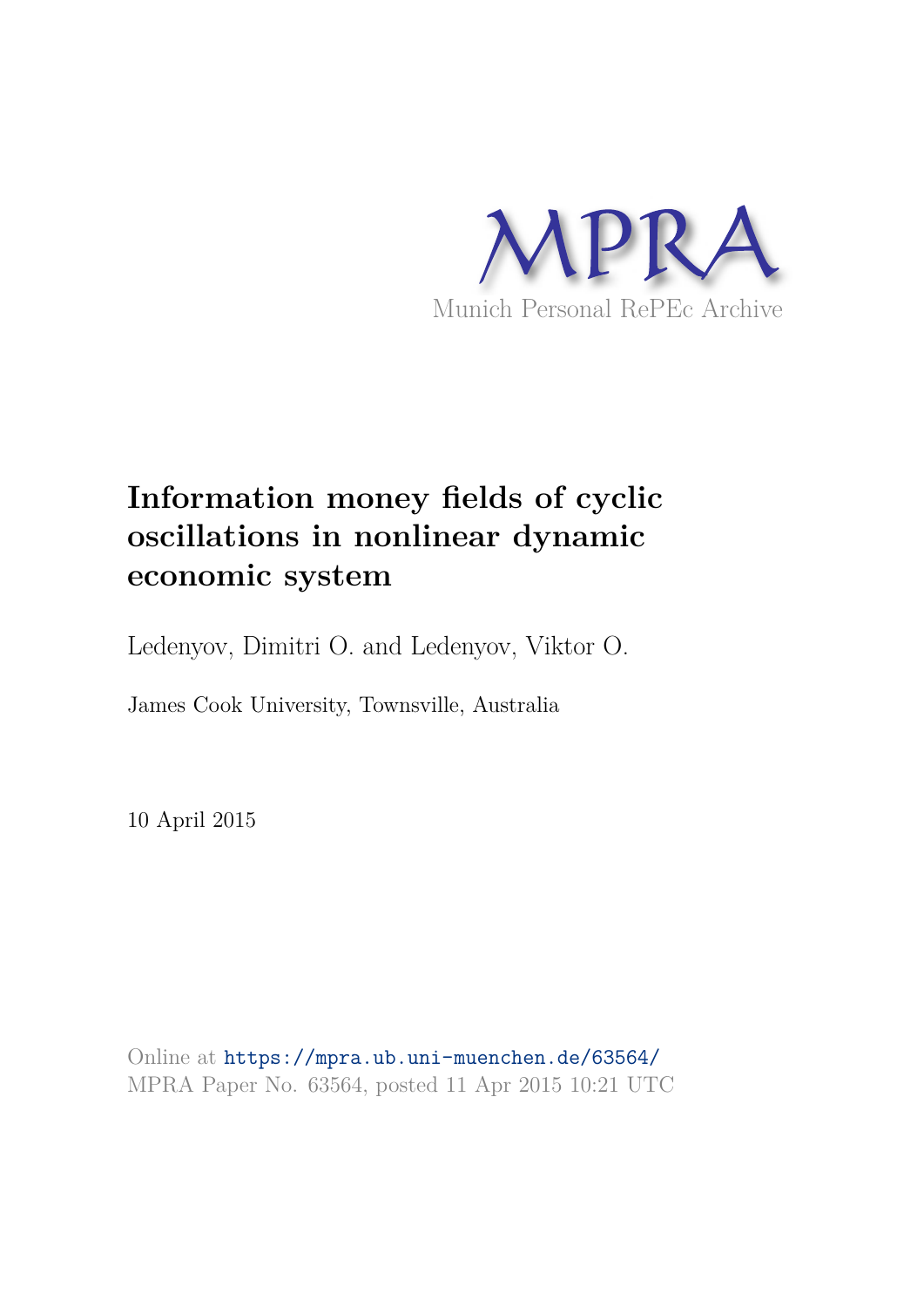MPRA

Munich Personal RePEc Archive

# Information money fields of cyclic oscillations in nonlinear dynamic economic system

Ledenyov, Dimitri O. and Ledenyov, Viktor O.

James Cook University, Townsville, Australia

10 April 2015

Online at https://mpra.ub.uni-muenchen.de/63564/
MPRA Paper No. 63564, posted 11 Apr 2015 10:21 UTC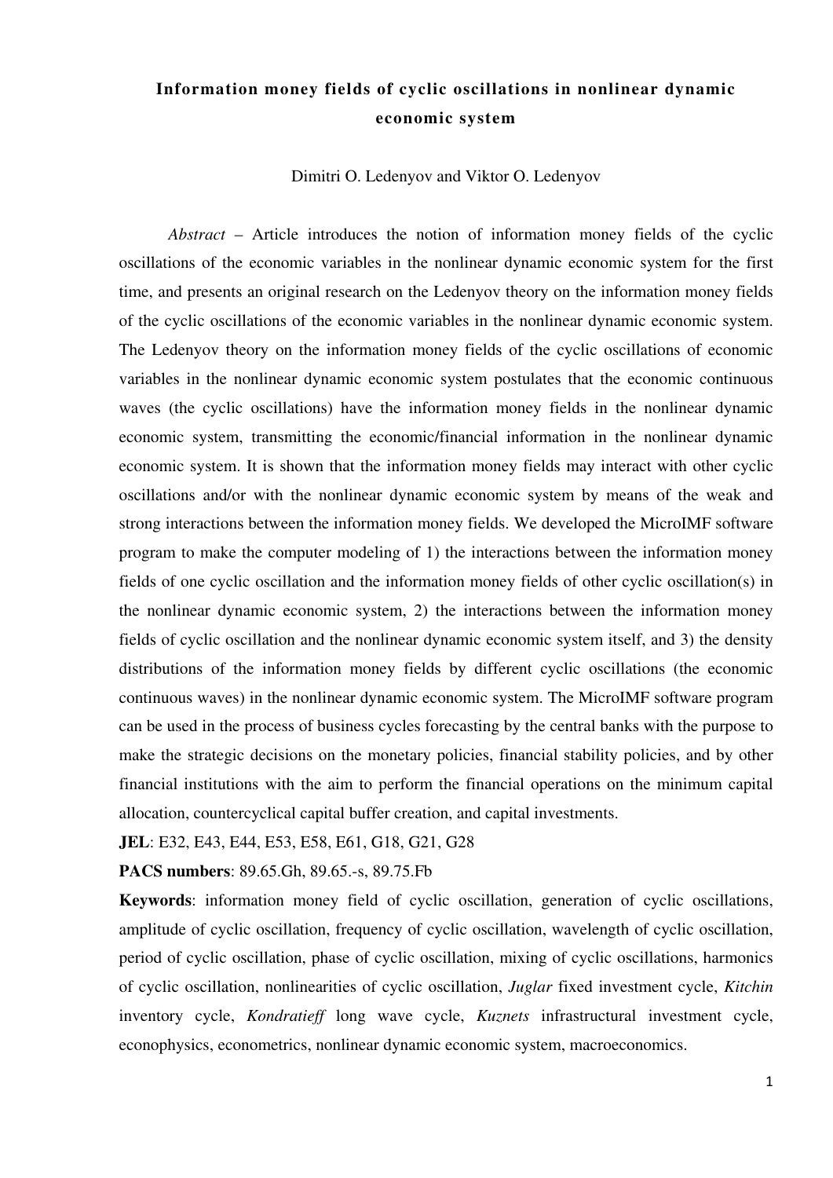# Information money fields of cyclic oscillations in nonlinear dynamic economic system

Dimitri O. Ledenyov and Viktor O. Ledenyov

*Abstract* – Article introduces the notion of information money fields of the cyclic oscillations of the economic variables in the nonlinear dynamic economic system for the first time, and presents an original research on the Ledenyov theory on the information money fields of the cyclic oscillations of the economic variables in the nonlinear dynamic economic system. The Ledenyov theory on the information money fields of the cyclic oscillations of economic variables in the nonlinear dynamic economic system postulates that the economic continuous waves (the cyclic oscillations) have the information money fields in the nonlinear dynamic economic system, transmitting the economic/financial information in the nonlinear dynamic economic system. It is shown that the information money fields may interact with other cyclic oscillations and/or with the nonlinear dynamic economic system by means of the weak and strong interactions between the information money fields. We developed the MicroIMF software program to make the computer modeling of 1) the interactions between the information money fields of one cyclic oscillation and the information money fields of other cyclic oscillation(s) in the nonlinear dynamic economic system, 2) the interactions between the information money fields of cyclic oscillation and the nonlinear dynamic economic system itself, and 3) the density distributions of the information money fields by different cyclic oscillations (the economic continuous waves) in the nonlinear dynamic economic system. The MicroIMF software program can be used in the process of business cycles forecasting by the central banks with the purpose to make the strategic decisions on the monetary policies, financial stability policies, and by other financial institutions with the aim to perform the financial operations on the minimum capital allocation, countercyclical capital buffer creation, and capital investments.

**JEL**: E32, E43, E44, E53, E58, E61, G18, G21, G28

**PACS numbers**: 89.65.Gh, 89.65.-s, 89.75.Fb

**Keywords**: information money field of cyclic oscillation, generation of cyclic oscillations, amplitude of cyclic oscillation, frequency of cyclic oscillation, wavelength of cyclic oscillation, period of cyclic oscillation, phase of cyclic oscillation, mixing of cyclic oscillations, harmonics of cyclic oscillation, nonlinearities of cyclic oscillation, *Juglar* fixed investment cycle, *Kitchin* inventory cycle, *Kondratieff* long wave cycle, *Kuznets* infrastructural investment cycle, econophysics, econometrics, nonlinear dynamic economic system, macroeconomics.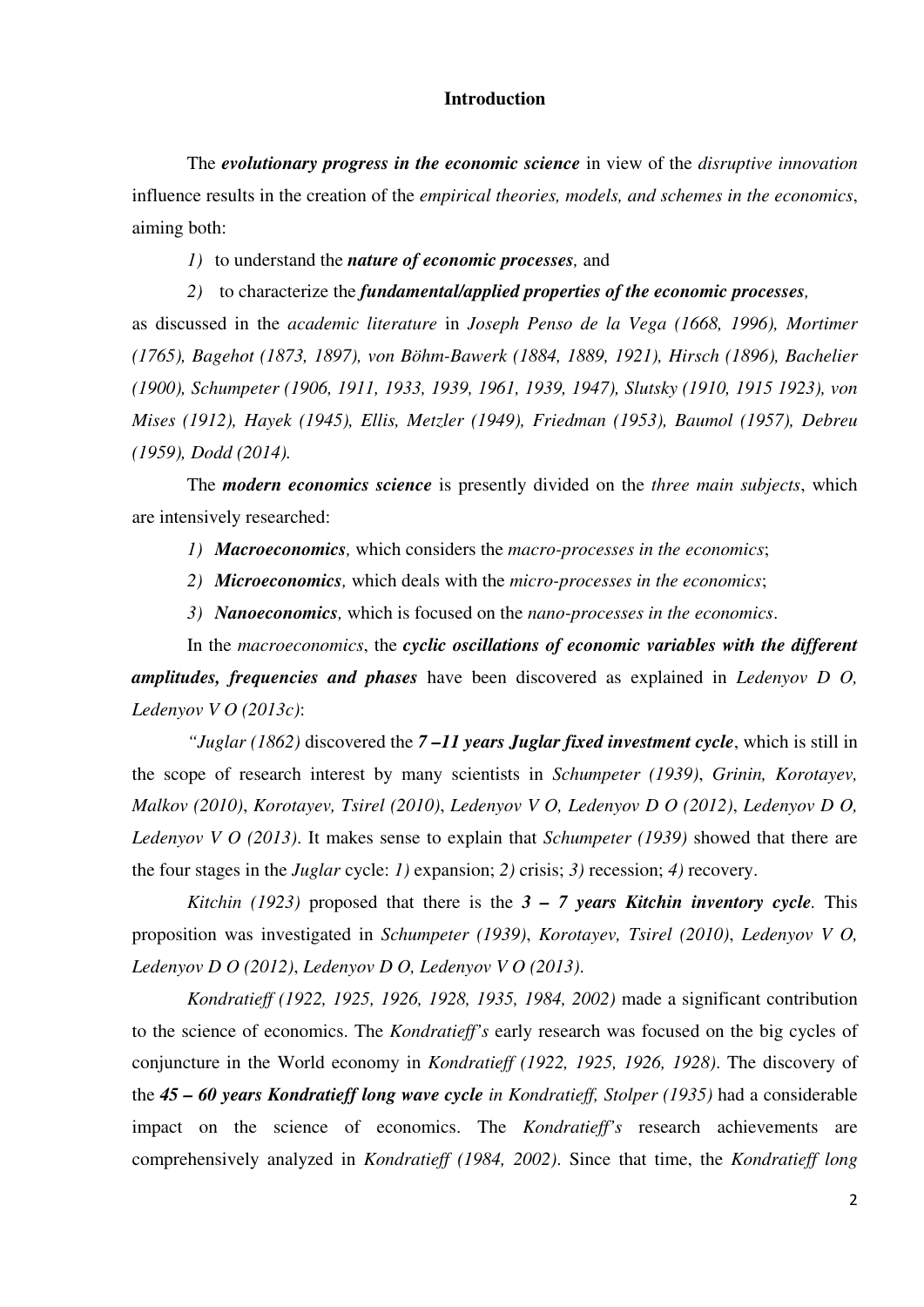## Introduction

The ***evolutionary progress in the economic science*** in view of the *disruptive innovation* influence results in the creation of the *empirical theories, models, and schemes in the economics*, aiming both:

*1)* to understand the ***nature of economic processes,*** and

*2)* to characterize the ***fundamental/applied properties of the economic processes,***

as discussed in the *academic literature* in *Joseph Penso de la Vega (1668, 1996), Mortimer (1765), Bagehot (1873, 1897), von Böhm-Bawerk (1884, 1889, 1921), Hirsch (1896), Bachelier (1900), Schumpeter (1906, 1911, 1933, 1939, 1961, 1939, 1947), Slutsky (1910, 1915 1923), von Mises (1912), Hayek (1945), Ellis, Metzler (1949), Friedman (1953), Baumol (1957), Debreu (1959), Dodd (2014).*

The ***modern economics science*** is presently divided on the *three main subjects*, which are intensively researched:

*1)* ***Macroeconomics,*** which considers the *macro-processes in the economics*;

*2)* ***Microeconomics,*** which deals with the *micro-processes in the economics*;

*3)* ***Nanoeconomics,*** which is focused on the *nano-processes in the economics*.

In the *macroeconomics*, the ***cyclic oscillations of economic variables with the different amplitudes, frequencies and phases*** have been discovered as explained in *Ledenyov D O, Ledenyov V O (2013c)*:

*"Juglar (1862)* discovered the ***7 –11 years Juglar fixed investment cycle***, which is still in the scope of research interest by many scientists in *Schumpeter (1939)*, *Grinin, Korotayev, Malkov (2010)*, *Korotayev, Tsirel (2010)*, *Ledenyov V O, Ledenyov D O (2012)*, *Ledenyov D O, Ledenyov V O (2013)*. It makes sense to explain that *Schumpeter (1939)* showed that there are the four stages in the *Juglar* cycle: *1)* expansion; *2)* crisis; *3)* recession; *4)* recovery.

*Kitchin (1923)* proposed that there is the ***3 – 7 years Kitchin inventory cycle***. This proposition was investigated in *Schumpeter (1939)*, *Korotayev, Tsirel (2010)*, *Ledenyov V O, Ledenyov D O (2012)*, *Ledenyov D O, Ledenyov V O (2013)*.

*Kondratieff (1922, 1925, 1926, 1928, 1935, 1984, 2002)* made a significant contribution to the science of economics. The *Kondratieff's* early research was focused on the big cycles of conjuncture in the World economy in *Kondratieff (1922, 1925, 1926, 1928)*. The discovery of the ***45 – 60 years Kondratieff long wave cycle*** *in Kondratieff, Stolper (1935)* had a considerable impact on the science of economics. The *Kondratieff's* research achievements are comprehensively analyzed in *Kondratieff (1984, 2002)*. Since that time, the *Kondratieff long*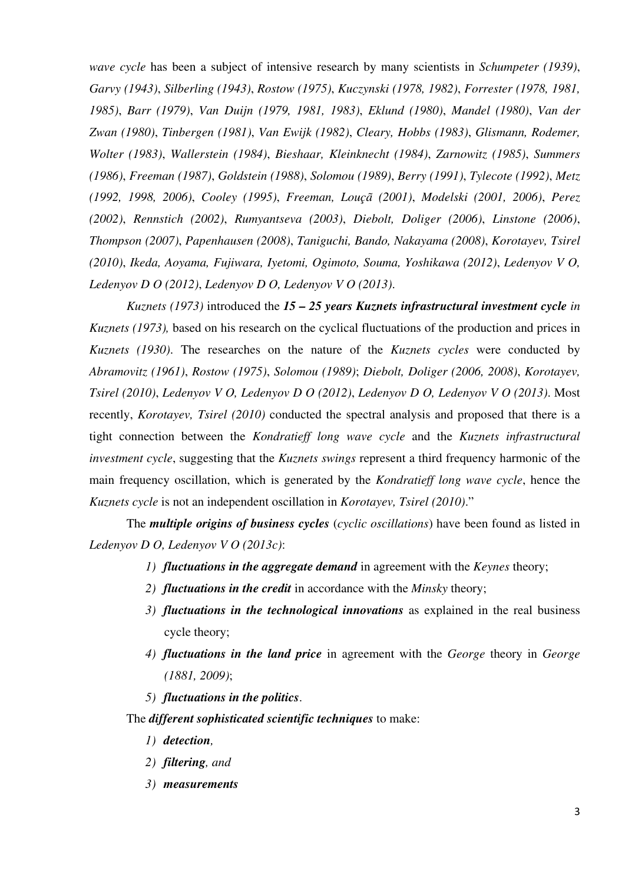*wave cycle* has been a subject of intensive research by many scientists in *Schumpeter (1939)*, *Garvy (1943)*, *Silberling (1943)*, *Rostow (1975)*, *Kuczynski (1978, 1982)*, *Forrester (1978, 1981, 1985)*, *Barr (1979)*, *Van Duijn (1979, 1981, 1983)*, *Eklund (1980)*, *Mandel (1980)*, *Van der Zwan (1980)*, *Tinbergen (1981)*, *Van Ewijk (1982)*, *Cleary, Hobbs (1983)*, *Glismann, Rodemer, Wolter (1983)*, *Wallerstein (1984)*, *Bieshaar, Kleinknecht (1984)*, *Zarnowitz (1985)*, *Summers (1986)*, *Freeman (1987)*, *Goldstein (1988)*, *Solomou (1989)*, *Berry (1991)*, *Tylecote (1992)*, *Metz (1992, 1998, 2006)*, *Cooley (1995)*, *Freeman, Louçã (2001)*, *Modelski (2001, 2006)*, *Perez (2002)*, *Rennstich (2002)*, *Rumyantseva (2003)*, *Diebolt, Doliger (2006)*, *Linstone (2006)*, *Thompson (2007)*, *Papenhausen (2008)*, *Taniguchi, Bando, Nakayama (2008)*, *Korotayev, Tsirel (2010)*, *Ikeda, Aoyama, Fujiwara, Iyetomi, Ogimoto, Souma, Yoshikawa (2012)*, *Ledenyov V O, Ledenyov D O (2012)*, *Ledenyov D O, Ledenyov V O (2013)*.

*Kuznets (1973)* introduced the ***15 – 25 years Kuznets infrastructural investment cycle*** *in Kuznets (1973),* based on his research on the cyclical fluctuations of the production and prices in *Kuznets (1930)*. The researches on the nature of the *Kuznets cycles* were conducted by *Abramovitz (1961)*, *Rostow (1975)*, *Solomou (1989)*; *Diebolt, Doliger (2006, 2008)*, *Korotayev, Tsirel (2010)*, *Ledenyov V O, Ledenyov D O (2012)*, *Ledenyov D O, Ledenyov V O (2013)*. Most recently, *Korotayev, Tsirel (2010)* conducted the spectral analysis and proposed that there is a tight connection between the *Kondratieff long wave cycle* and the *Kuznets infrastructural investment cycle*, suggesting that the *Kuznets swings* represent a third frequency harmonic of the main frequency oscillation, which is generated by the *Kondratieff long wave cycle*, hence the *Kuznets cycle* is not an independent oscillation in *Korotayev, Tsirel (2010)*."

The ***multiple origins of business cycles*** (*cyclic oscillations*) have been found as listed in *Ledenyov D O, Ledenyov V O (2013c)*:

1) ***fluctuations in the aggregate demand*** in agreement with the *Keynes* theory;
2) ***fluctuations in the credit*** in accordance with the *Minsky* theory;
3) ***fluctuations in the technological innovations*** as explained in the real business cycle theory;
4) ***fluctuations in the land price*** in agreement with the *George* theory in *George (1881, 2009)*;
5) ***fluctuations in the politics***.

The ***different sophisticated scientific techniques*** to make:

1) ***detection,***
2) ***filtering****, and*
3) ***measurements***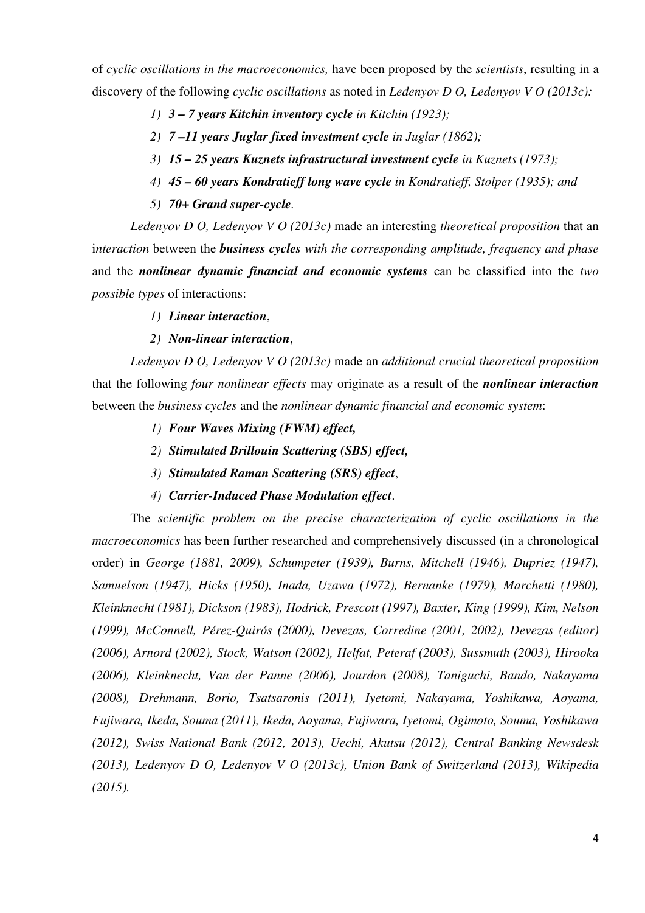of *cyclic oscillations in the macroeconomics,* have been proposed by the *scientists*, resulting in a discovery of the following *cyclic oscillations* as noted in *Ledenyov D O, Ledenyov V O (2013c):*

1) ***3 – 7 years Kitchin inventory cycle** in Kitchin (1923);*
2) ***7 –11 years Juglar fixed investment cycle** in Juglar (1862);*
3) ***15 – 25 years Kuznets infrastructural investment cycle** in Kuznets (1973);*
4) ***45 – 60 years Kondratieff long wave cycle** in Kondratieff, Stolper (1935); and*
5) ***70+ Grand super-cycle**.*

*Ledenyov D O, Ledenyov V O (2013c)* made an interesting *theoretical proposition* that an i*nteraction* between the ***business cycles*** *with the corresponding amplitude, frequency and phase* and the ***nonlinear dynamic financial and economic systems*** can be classified into the *two possible types* of interactions:

1) ***Linear interaction***,
2) ***Non-linear interaction***,

*Ledenyov D O, Ledenyov V O (2013c)* made an *additional crucial theoretical proposition* that the following *four nonlinear effects* may originate as a result of the ***nonlinear interaction*** between the *business cycles* and the *nonlinear dynamic financial and economic system*:

1) ***Four Waves Mixing (FWM) effect,***
2) ***Stimulated Brillouin Scattering (SBS) effect,***
3) ***Stimulated Raman Scattering (SRS) effect***,
4) ***Carrier-Induced Phase Modulation effect***.

The *scientific problem on the precise characterization of cyclic oscillations in the macroeconomics* has been further researched and comprehensively discussed (in a chronological order) in *George (1881, 2009), Schumpeter (1939), Burns, Mitchell (1946), Dupriez (1947), Samuelson (1947), Hicks (1950), Inada, Uzawa (1972), Bernanke (1979), Marchetti (1980), Kleinknecht (1981), Dickson (1983), Hodrick, Prescott (1997), Baxter, King (1999), Kim, Nelson (1999), McConnell, Pérez-Quirós (2000), Devezas, Corredine (2001, 2002), Devezas (editor) (2006), Arnord (2002), Stock, Watson (2002), Helfat, Peteraf (2003), Sussmuth (2003), Hirooka (2006), Kleinknecht, Van der Panne (2006), Jourdon (2008), Taniguchi, Bando, Nakayama (2008), Drehmann, Borio, Tsatsaronis (2011), Iyetomi, Nakayama, Yoshikawa, Aoyama, Fujiwara, Ikeda, Souma (2011), Ikeda, Aoyama, Fujiwara, Iyetomi, Ogimoto, Souma, Yoshikawa (2012), Swiss National Bank (2012, 2013), Uechi, Akutsu (2012), Central Banking Newsdesk (2013), Ledenyov D O, Ledenyov V O (2013c), Union Bank of Switzerland (2013), Wikipedia (2015).*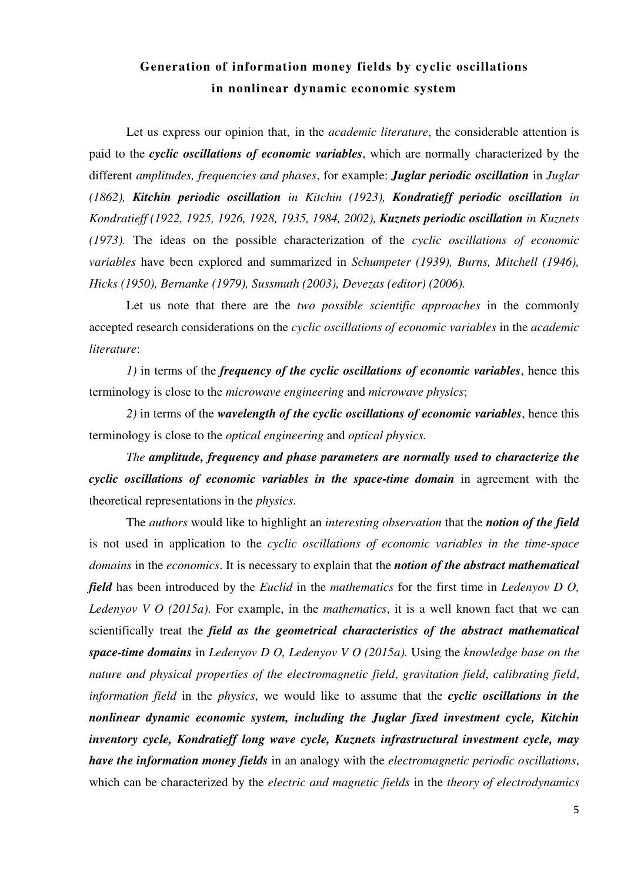## Generation of information money fields by cyclic oscillations in nonlinear dynamic economic system

Let us express our opinion that, in the *academic literature*, the considerable attention is paid to the ***cyclic oscillations of economic variables***, which are normally characterized by the different *amplitudes, frequencies and phases*, for example: ***Juglar periodic oscillation*** in *Juglar (1862),* ***Kitchin periodic oscillation*** *in Kitchin (1923),* ***Kondratieff periodic oscillation*** *in Kondratieff (1922, 1925, 1926, 1928, 1935, 1984, 2002),* ***Kuznets periodic oscillation*** *in Kuznets (1973).* The ideas on the possible characterization of the *cyclic oscillations of economic variables* have been explored and summarized in *Schumpeter (1939), Burns, Mitchell (1946), Hicks (1950), Bernanke (1979), Sussmuth (2003), Devezas (editor) (2006).*

Let us note that there are the *two possible scientific approaches* in the commonly accepted research considerations on the *cyclic oscillations of economic variables* in the *academic literature*:

*1)* in terms of the ***frequency of the cyclic oscillations of economic variables***, hence this terminology is close to the *microwave engineering* and *microwave physics*;

*2)* in terms of the ***wavelength of the cyclic oscillations of economic variables***, hence this terminology is close to the *optical engineering* and *optical physics.*

*The* ***amplitude, frequency and phase parameters are normally used to characterize the cyclic oscillations of economic variables in the space-time domain*** in agreement with the theoretical representations in the *physics*.

The *authors* would like to highlight an *interesting observation* that the ***notion of the field*** is not used in application to the *cyclic oscillations of economic variables in the time-space domains* in the *economics*. It is necessary to explain that the ***notion of the abstract mathematical field*** has been introduced by the *Euclid* in the *mathematics* for the first time in *Ledenyov D O, Ledenyov V O (2015a)*. For example, in the *mathematics*, it is a well known fact that we can scientifically treat the ***field as the geometrical characteristics of the abstract mathematical space-time domains*** in *Ledenyov D O, Ledenyov V O (2015a).* Using the *knowledge base on the nature and physical properties of the electromagnetic field*, *gravitation field*, *calibrating field*, *information field* in the *physics*, we would like to assume that the ***cyclic oscillations in the nonlinear dynamic economic system, including the Juglar fixed investment cycle, Kitchin inventory cycle, Kondratieff long wave cycle, Kuznets infrastructural investment cycle, may have the information money fields*** in an analogy with the *electromagnetic periodic oscillations*, which can be characterized by the *electric and magnetic fields* in the *theory of electrodynamics*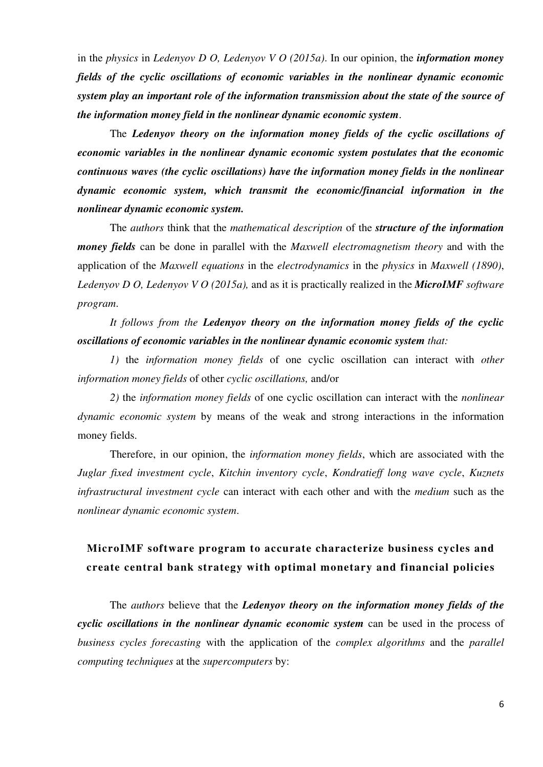in the *physics* in *Ledenyov D O, Ledenyov V O (2015a)*. In our opinion, the ***information money fields of the cyclic oscillations of economic variables in the nonlinear dynamic economic system play an important role of the information transmission about the state of the source of the information money field in the nonlinear dynamic economic system***.

The ***Ledenyov theory on the information money fields of the cyclic oscillations of economic variables in the nonlinear dynamic economic system postulates that the economic continuous waves (the cyclic oscillations) have the information money fields in the nonlinear dynamic economic system, which transmit the economic/financial information in the nonlinear dynamic economic system.***

The *authors* think that the *mathematical description* of the ***structure of the information money fields*** can be done in parallel with the *Maxwell electromagnetism theory* and with the application of the *Maxwell equations* in the *electrodynamics* in the *physics* in *Maxwell (1890)*, *Ledenyov D O, Ledenyov V O (2015a),* and as it is practically realized in the ***MicroIMF*** *software program*.

*It follows from the* ***Ledenyov theory on the information money fields of the cyclic oscillations of economic variables in the nonlinear dynamic economic system*** *that:*

*1)* the *information money fields* of one cyclic oscillation can interact with *other information money fields* of other *cyclic oscillations,* and/or

*2)* the *information money fields* of one cyclic oscillation can interact with the *nonlinear dynamic economic system* by means of the weak and strong interactions in the information money fields.

Therefore, in our opinion, the *information money fields*, which are associated with the *Juglar fixed investment cycle*, *Kitchin inventory cycle*, *Kondratieff long wave cycle*, *Kuznets infrastructural investment cycle* can interact with each other and with the *medium* such as the *nonlinear dynamic economic system*.

## MicroIMF software program to accurate characterize business cycles and create central bank strategy with optimal monetary and financial policies

The *authors* believe that the ***Ledenyov theory on the information money fields of the cyclic oscillations in the nonlinear dynamic economic system*** can be used in the process of *business cycles forecasting* with the application of the *complex algorithms* and the *parallel computing techniques* at the *supercomputers* by: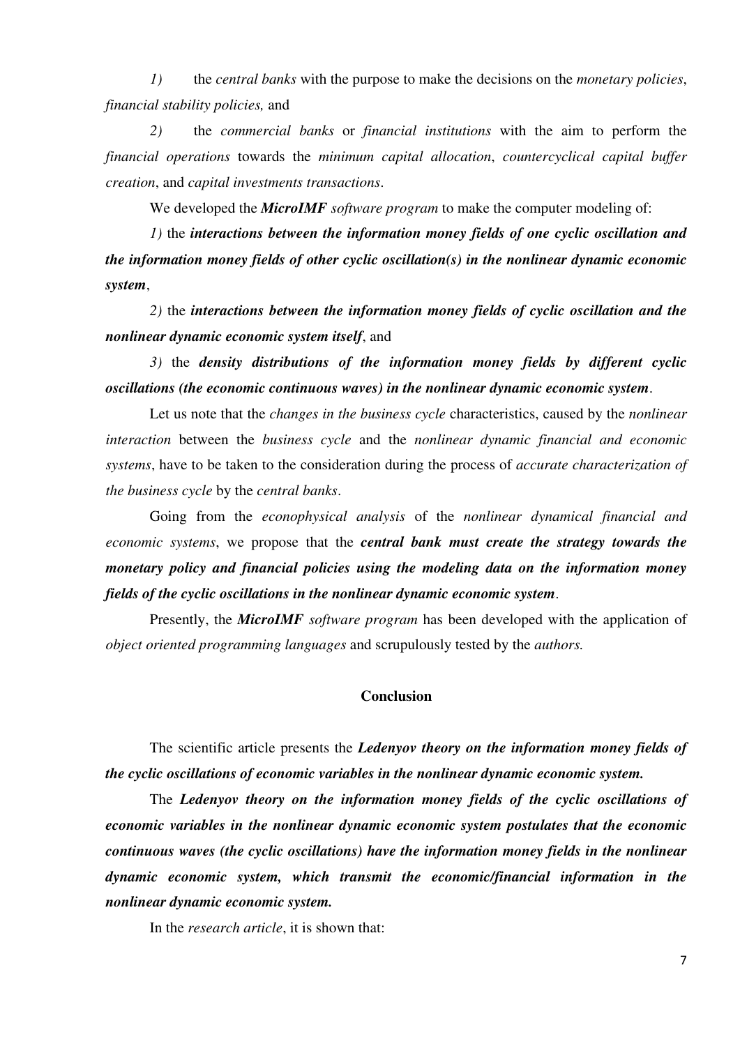*1)* the *central banks* with the purpose to make the decisions on the *monetary policies*, *financial stability policies,* and

*2)* the *commercial banks* or *financial institutions* with the aim to perform the *financial operations* towards the *minimum capital allocation*, *countercyclical capital buffer creation*, and *capital investments transactions*.

We developed the ***MicroIMF*** *software program* to make the computer modeling of:

*1)* the ***interactions between the information money fields of one cyclic oscillation and the information money fields of other cyclic oscillation(s) in the nonlinear dynamic economic system***,

*2)* the ***interactions between the information money fields of cyclic oscillation and the nonlinear dynamic economic system itself***, and

*3)* the ***density distributions of the information money fields by different cyclic oscillations (the economic continuous waves) in the nonlinear dynamic economic system***.

Let us note that the *changes in the business cycle* characteristics, caused by the *nonlinear interaction* between the *business cycle* and the *nonlinear dynamic financial and economic systems*, have to be taken to the consideration during the process of *accurate characterization of the business cycle* by the *central banks*.

Going from the *econophysical analysis* of the *nonlinear dynamical financial and economic systems*, we propose that the ***central bank must create the strategy towards the monetary policy and financial policies using the modeling data on the information money fields of the cyclic oscillations in the nonlinear dynamic economic system***.

Presently, the ***MicroIMF*** *software program* has been developed with the application of *object oriented programming languages* and scrupulously tested by the *authors.*

## Conclusion

The scientific article presents the ***Ledenyov theory on the information money fields of the cyclic oscillations of economic variables in the nonlinear dynamic economic system.***

The ***Ledenyov theory on the information money fields of the cyclic oscillations of economic variables in the nonlinear dynamic economic system postulates that the economic continuous waves (the cyclic oscillations) have the information money fields in the nonlinear dynamic economic system, which transmit the economic/financial information in the nonlinear dynamic economic system.***

In the *research article*, it is shown that: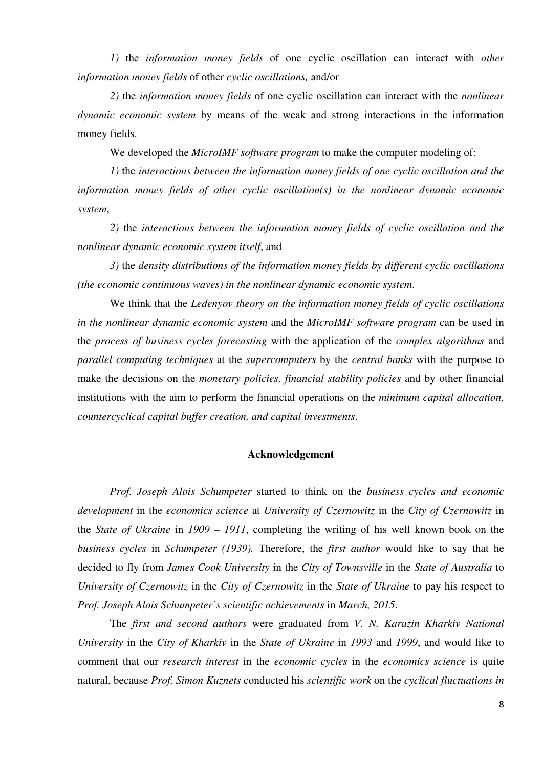*1)* the *information money fields* of one cyclic oscillation can interact with *other information money fields* of other *cyclic oscillations,* and/or

*2)* the *information money fields* of one cyclic oscillation can interact with the *nonlinear dynamic economic system* by means of the weak and strong interactions in the information money fields.

We developed the *MicroIMF software program* to make the computer modeling of:

*1)* the *interactions between the information money fields of one cyclic oscillation and the information money fields of other cyclic oscillation(s) in the nonlinear dynamic economic system*,

*2)* the *interactions between the information money fields of cyclic oscillation and the nonlinear dynamic economic system itself*, and

*3)* the *density distributions of the information money fields by different cyclic oscillations (the economic continuous waves) in the nonlinear dynamic economic system*.

We think that the *Ledenyov theory on the information money fields of cyclic oscillations in the nonlinear dynamic economic system* and the *MicroIMF software program* can be used in the *process of business cycles forecasting* with the application of the *complex algorithms* and *parallel computing techniques* at the *supercomputers* by the *central banks* with the purpose to make the decisions on the *monetary policies, financial stability policies* and by other financial institutions with the aim to perform the financial operations on the *minimum capital allocation, countercyclical capital buffer creation, and capital investments*.

## Acknowledgement

*Prof. Joseph Alois Schumpeter* started to think on the *business cycles and economic development* in the *economics science* at *University of Czernowitz* in the *City of Czernowitz* in the *State of Ukraine* in *1909 – 1911*, completing the writing of his well known book on the *business cycles* in *Schumpeter (1939).* Therefore, the *first author* would like to say that he decided to fly from *James Cook University* in the *City of Townsville* in the *State of Australia* to *University of Czernowitz* in the *City of Czernowitz* in the *State of Ukraine* to pay his respect to *Prof. Joseph Alois Schumpeter's scientific achievements* in *March, 2015*.

The *first and second authors* were graduated from *V. N. Karazin Kharkiv National University* in the *City of Kharkiv* in the *State of Ukraine* in *1993* and *1999*, and would like to comment that our *research interest* in the *economic cycles* in the *economics science* is quite natural, because *Prof. Simon Kuznets* conducted his *scientific work* on the *cyclical fluctuations in*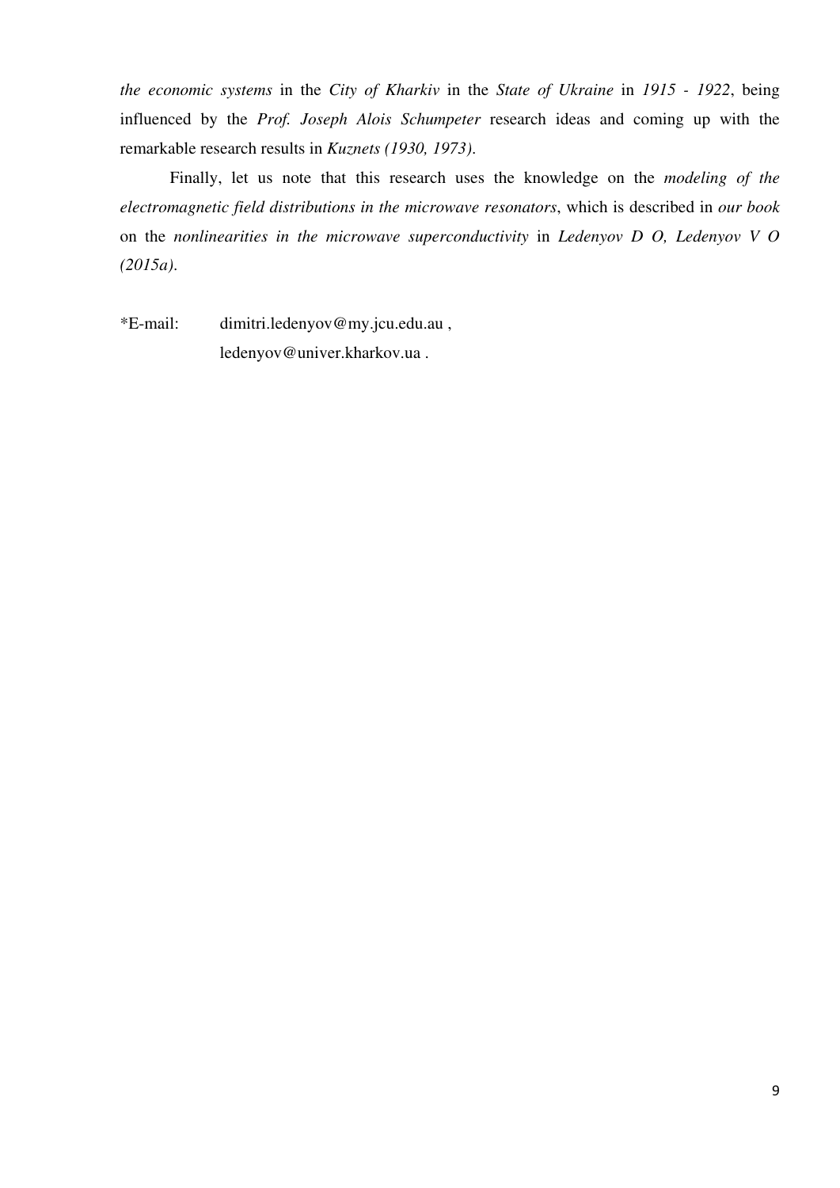*the economic systems* in the *City of Kharkiv* in the *State of Ukraine* in *1915 - 1922*, being influenced by the *Prof. Joseph Alois Schumpeter* research ideas and coming up with the remarkable research results in *Kuznets (1930, 1973)*.

Finally, let us note that this research uses the knowledge on the *modeling of the electromagnetic field distributions in the microwave resonators*, which is described in *our book* on the *nonlinearities in the microwave superconductivity* in *Ledenyov D O, Ledenyov V O (2015a)*.

*E-mail: dimitri.ledenyov@my.jcu.edu.au ,
ledenyov@univer.kharkov.ua .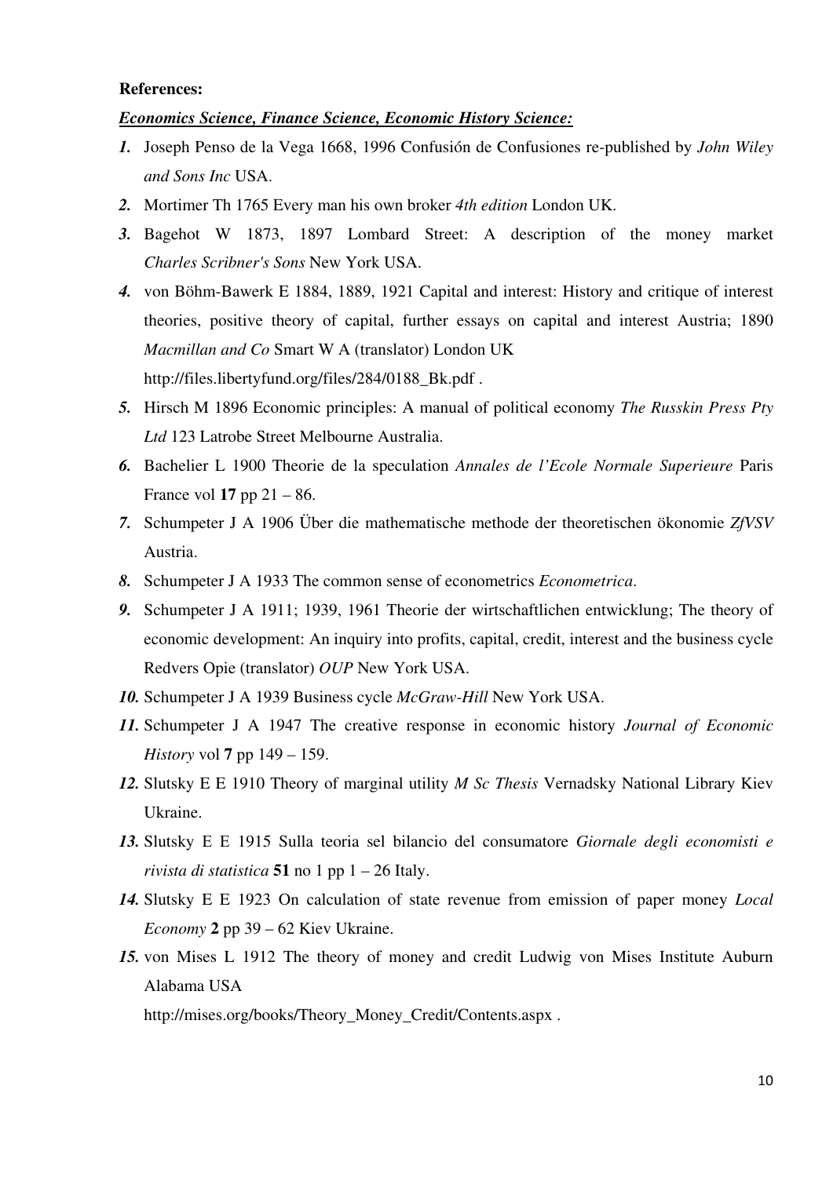**References:**

***Economics Science, Finance Science, Economic History Science:***

1. Joseph Penso de la Vega 1668, 1996 Confusión de Confusiones re-published by *John Wiley and Sons Inc* USA.
2. Mortimer Th 1765 Every man his own broker *4th edition* London UK.
3. Bagehot W 1873, 1897 Lombard Street: A description of the money market *Charles Scribner's Sons* New York USA.
4. von Böhm-Bawerk E 1884, 1889, 1921 Capital and interest: History and critique of interest theories, positive theory of capital, further essays on capital and interest Austria; 1890 *Macmillan and Co* Smart W A (translator) London UK http://files.libertyfund.org/files/284/0188_Bk.pdf .
5. Hirsch M 1896 Economic principles: A manual of political economy *The Russkin Press Pty Ltd* 123 Latrobe Street Melbourne Australia.
6. Bachelier L 1900 Theorie de la speculation *Annales de l'Ecole Normale Superieure* Paris France vol **17** pp 21 – 86.
7. Schumpeter J A 1906 Über die mathematische methode der theoretischen ökonomie *ZfVSV* Austria.
8. Schumpeter J A 1933 The common sense of econometrics *Econometrica*.
9. Schumpeter J A 1911; 1939, 1961 Theorie der wirtschaftlichen entwicklung; The theory of economic development: An inquiry into profits, capital, credit, interest and the business cycle Redvers Opie (translator) *OUP* New York USA.
10. Schumpeter J A 1939 Business cycle *McGraw-Hill* New York USA.
11. Schumpeter J A 1947 The creative response in economic history *Journal of Economic History* vol **7** pp 149 – 159.
12. Slutsky E E 1910 Theory of marginal utility *M Sc Thesis* Vernadsky National Library Kiev Ukraine.
13. Slutsky E E 1915 Sulla teoria sel bilancio del consumatore *Giornale degli economisti e rivista di statistica* **51** no 1 pp 1 – 26 Italy.
14. Slutsky E E 1923 On calculation of state revenue from emission of paper money *Local Economy* **2** pp 39 – 62 Kiev Ukraine.
15. von Mises L 1912 The theory of money and credit Ludwig von Mises Institute Auburn Alabama USA http://mises.org/books/Theory_Money_Credit/Contents.aspx .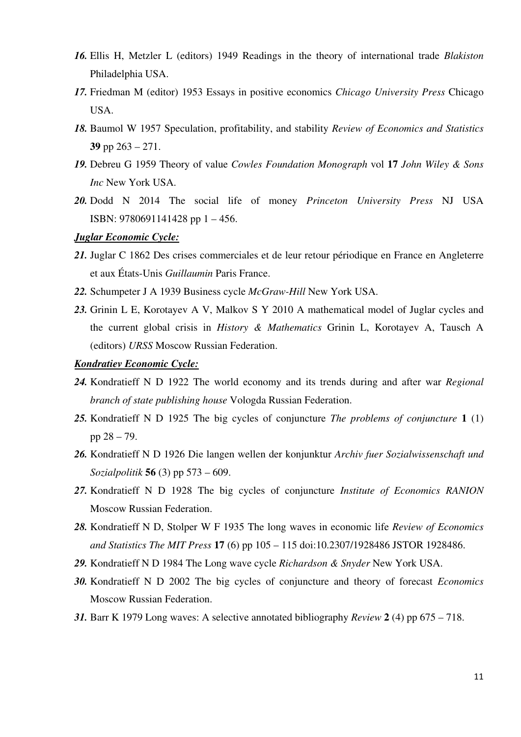***16.*** Ellis H, Metzler L (editors) 1949 Readings in the theory of international trade *Blakiston* Philadelphia USA.

***17.*** Friedman M (editor) 1953 Essays in positive economics *Chicago University Press* Chicago USA.

***18.*** Baumol W 1957 Speculation, profitability, and stability *Review of Economics and Statistics* **39** pp 263 – 271.

***19.*** Debreu G 1959 Theory of value *Cowles Foundation Monograph* vol **17** *John Wiley & Sons Inc* New York USA.

***20.*** Dodd N 2014 The social life of money *Princeton University Press* NJ USA ISBN: 9780691141428 pp 1 – 456.

***Juglar Economic Cycle:***

***21.*** Juglar C 1862 Des crises commerciales et de leur retour périodique en France en Angleterre et aux États-Unis *Guillaumin* Paris France.

***22.*** Schumpeter J A 1939 Business cycle *McGraw-Hill* New York USA.

***23.*** Grinin L E, Korotayev A V, Malkov S Y 2010 A mathematical model of Juglar cycles and the current global crisis in *History & Mathematics* Grinin L, Korotayev A, Tausch A (editors) *URSS* Moscow Russian Federation.

***Kondratiev Economic Cycle:***

***24.*** Kondratieff N D 1922 The world economy and its trends during and after war *Regional branch of state publishing house* Vologda Russian Federation.

***25.*** Kondratieff N D 1925 The big cycles of conjuncture *The problems of conjuncture* **1** (1) pp 28 – 79.

***26.*** Kondratieff N D 1926 Die langen wellen der konjunktur *Archiv fuer Sozialwissenschaft und Sozialpolitik* **56** (3) pp 573 – 609.

***27.*** Kondratieff N D 1928 The big cycles of conjuncture *Institute of Economics RANION* Moscow Russian Federation.

***28.*** Kondratieff N D, Stolper W F 1935 The long waves in economic life *Review of Economics and Statistics The MIT Press* **17** (6) pp 105 – 115 doi:10.2307/1928486 JSTOR 1928486.

***29.*** Kondratieff N D 1984 The Long wave cycle *Richardson & Snyder* New York USA.

***30.*** Kondratieff N D 2002 The big cycles of conjuncture and theory of forecast *Economics* Moscow Russian Federation.

***31.*** Barr K 1979 Long waves: A selective annotated bibliography *Review* **2** (4) pp 675 – 718.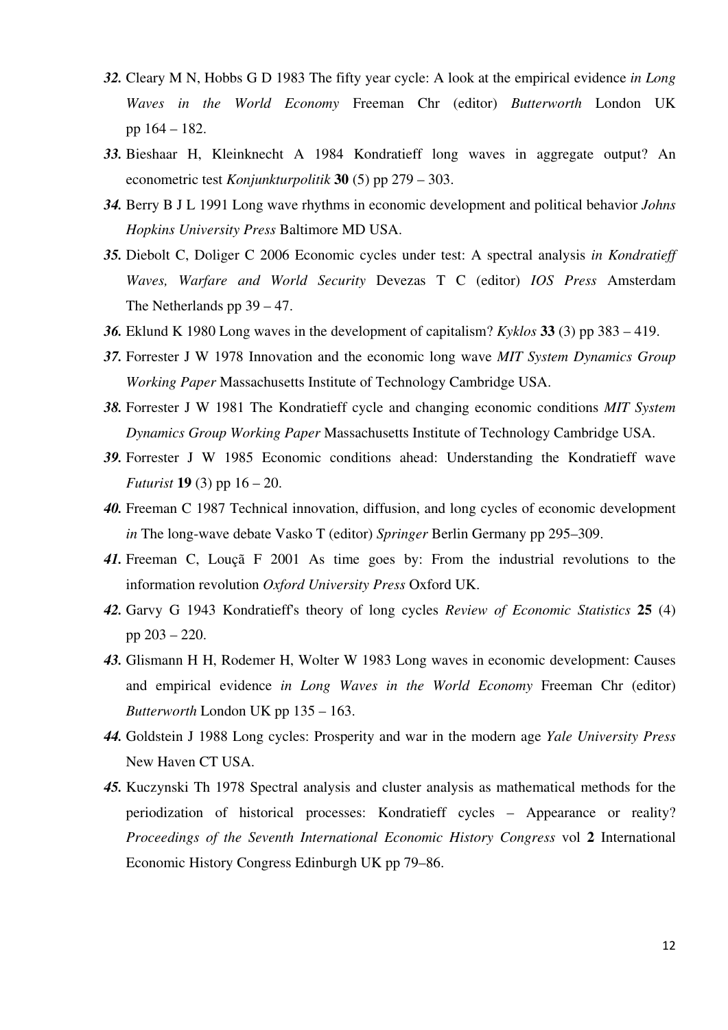***32.*** Cleary M N, Hobbs G D 1983 The fifty year cycle: A look at the empirical evidence *in Long Waves in the World Economy* Freeman Chr (editor) *Butterworth* London UK pp 164 – 182.

***33.*** Bieshaar H, Kleinknecht A 1984 Kondratieff long waves in aggregate output? An econometric test *Konjunkturpolitik* **30** (5) pp 279 – 303.

***34.*** Berry B J L 1991 Long wave rhythms in economic development and political behavior *Johns Hopkins University Press* Baltimore MD USA.

***35.*** Diebolt C, Doliger C 2006 Economic cycles under test: A spectral analysis *in Kondratieff Waves, Warfare and World Security* Devezas T C (editor) *IOS Press* Amsterdam The Netherlands pp 39 – 47.

***36.*** Eklund K 1980 Long waves in the development of capitalism? *Kyklos* **33** (3) pp 383 – 419.

***37.*** Forrester J W 1978 Innovation and the economic long wave *MIT System Dynamics Group Working Paper* Massachusetts Institute of Technology Cambridge USA.

***38.*** Forrester J W 1981 The Kondratieff cycle and changing economic conditions *MIT System Dynamics Group Working Paper* Massachusetts Institute of Technology Cambridge USA.

***39.*** Forrester J W 1985 Economic conditions ahead: Understanding the Kondratieff wave *Futurist* **19** (3) pp 16 – 20.

***40.*** Freeman C 1987 Technical innovation, diffusion, and long cycles of economic development *in* The long-wave debate Vasko T (editor) *Springer* Berlin Germany pp 295–309.

***41.*** Freeman C, Louçã F 2001 As time goes by: From the industrial revolutions to the information revolution *Oxford University Press* Oxford UK.

***42.*** Garvy G 1943 Kondratieff's theory of long cycles *Review of Economic Statistics* **25** (4) pp 203 – 220.

***43.*** Glismann H H, Rodemer H, Wolter W 1983 Long waves in economic development: Causes and empirical evidence *in Long Waves in the World Economy* Freeman Chr (editor) *Butterworth* London UK pp 135 – 163.

***44.*** Goldstein J 1988 Long cycles: Prosperity and war in the modern age *Yale University Press* New Haven CT USA.

***45.*** Kuczynski Th 1978 Spectral analysis and cluster analysis as mathematical methods for the periodization of historical processes: Kondratieff cycles – Appearance or reality? *Proceedings of the Seventh International Economic History Congress* vol **2** International Economic History Congress Edinburgh UK pp 79–86.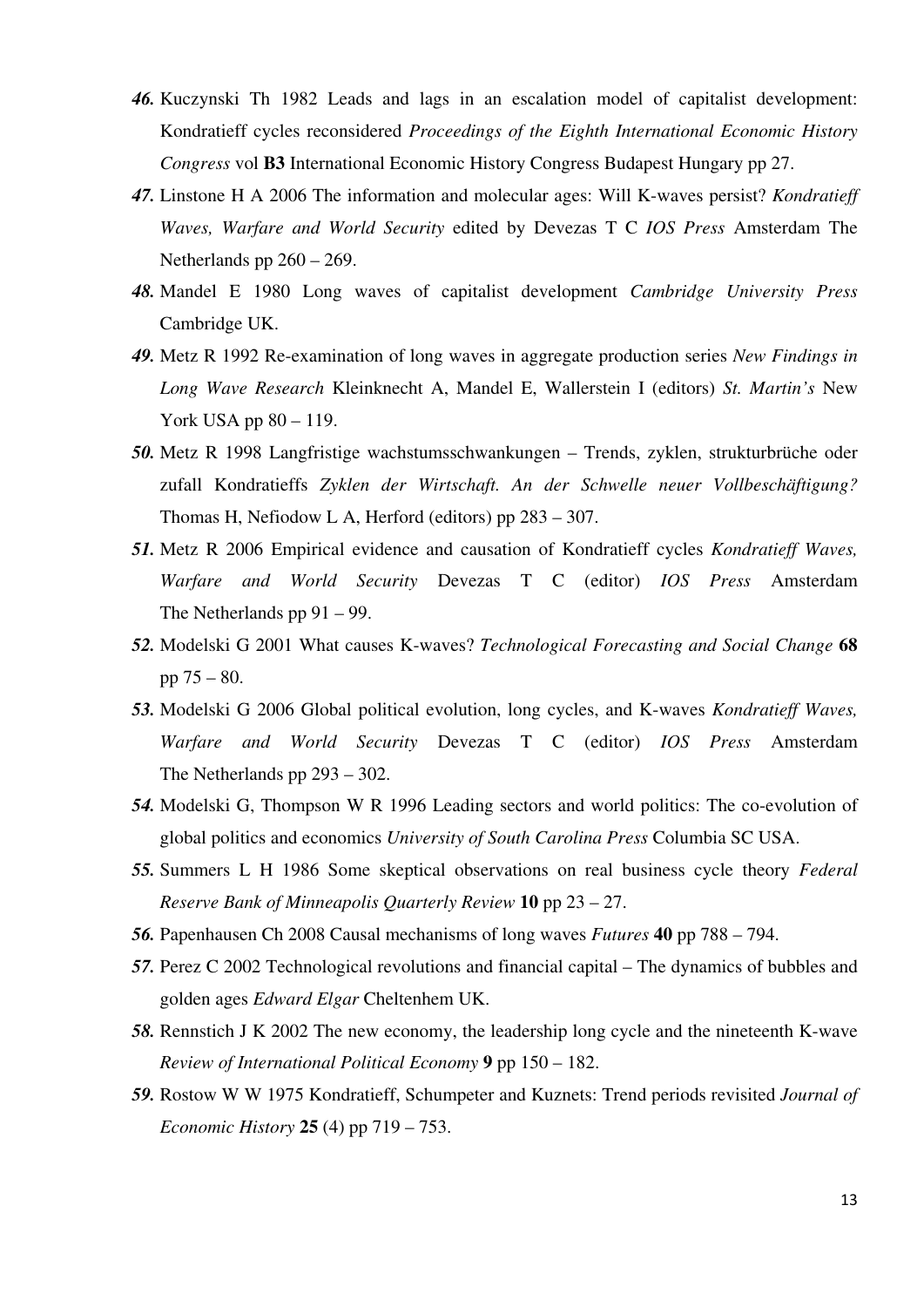***46.*** Kuczynski Th 1982 Leads and lags in an escalation model of capitalist development: Kondratieff cycles reconsidered *Proceedings of the Eighth International Economic History Congress* vol **B3** International Economic History Congress Budapest Hungary pp 27.

***47.*** Linstone H A 2006 The information and molecular ages: Will K-waves persist? *Kondratieff Waves, Warfare and World Security* edited by Devezas T C *IOS Press* Amsterdam The Netherlands pp 260 – 269.

***48.*** Mandel E 1980 Long waves of capitalist development *Cambridge University Press* Cambridge UK.

***49.*** Metz R 1992 Re-examination of long waves in aggregate production series *New Findings in Long Wave Research* Kleinknecht A, Mandel E, Wallerstein I (editors) *St. Martin's* New York USA pp 80 – 119.

***50.*** Metz R 1998 Langfristige wachstumsschwankungen – Trends, zyklen, strukturbrüche oder zufall Kondratieffs *Zyklen der Wirtschaft. An der Schwelle neuer Vollbeschäftigung?* Thomas H, Nefiodow L A, Herford (editors) pp 283 – 307.

***51.*** Metz R 2006 Empirical evidence and causation of Kondratieff cycles *Kondratieff Waves, Warfare and World Security* Devezas T C (editor) *IOS Press* Amsterdam The Netherlands pp 91 – 99.

***52.*** Modelski G 2001 What causes K-waves? *Technological Forecasting and Social Change* **68** pp 75 – 80.

***53.*** Modelski G 2006 Global political evolution, long cycles, and K-waves *Kondratieff Waves, Warfare and World Security* Devezas T C (editor) *IOS Press* Amsterdam The Netherlands pp 293 – 302.

***54.*** Modelski G, Thompson W R 1996 Leading sectors and world politics: The co-evolution of global politics and economics *University of South Carolina Press* Columbia SC USA.

***55.*** Summers L H 1986 Some skeptical observations on real business cycle theory *Federal Reserve Bank of Minneapolis Quarterly Review* **10** pp 23 – 27.

***56.*** Papenhausen Ch 2008 Causal mechanisms of long waves *Futures* **40** pp 788 – 794.

***57.*** Perez C 2002 Technological revolutions and financial capital – The dynamics of bubbles and golden ages *Edward Elgar* Cheltenhem UK.

***58.*** Rennstich J K 2002 The new economy, the leadership long cycle and the nineteenth K-wave *Review of International Political Economy* **9** pp 150 – 182.

***59.*** Rostow W W 1975 Kondratieff, Schumpeter and Kuznets: Trend periods revisited *Journal of Economic History* **25** (4) pp 719 – 753.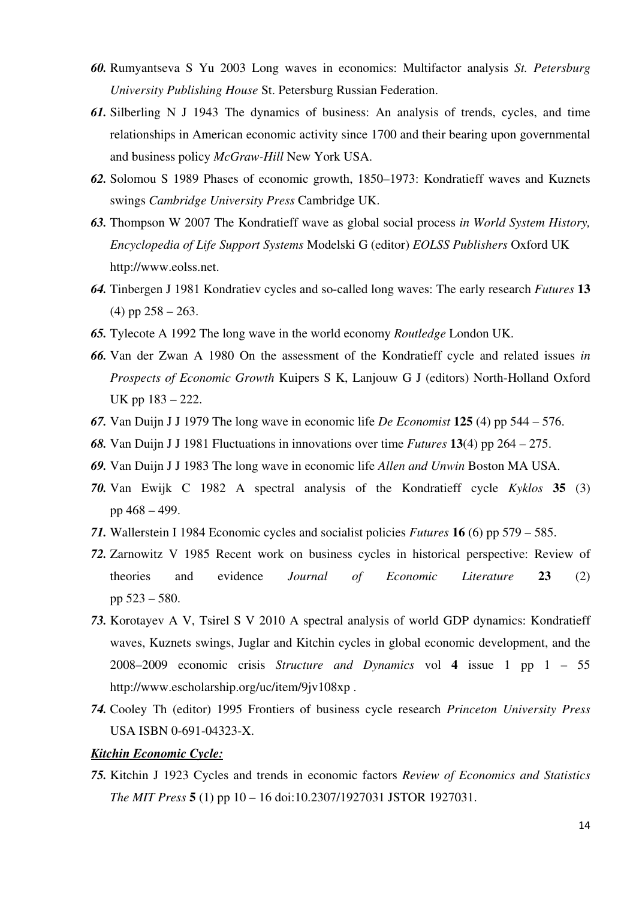***60.*** Rumyantseva S Yu 2003 Long waves in economics: Multifactor analysis *St. Petersburg University Publishing House* St. Petersburg Russian Federation.

***61.*** Silberling N J 1943 The dynamics of business: An analysis of trends, cycles, and time relationships in American economic activity since 1700 and their bearing upon governmental and business policy *McGraw-Hill* New York USA.

***62.*** Solomou S 1989 Phases of economic growth, 1850–1973: Kondratieff waves and Kuznets swings *Cambridge University Press* Cambridge UK.

***63.*** Thompson W 2007 The Kondratieff wave as global social process *in World System History, Encyclopedia of Life Support Systems* Modelski G (editor) *EOLSS Publishers* Oxford UK http://www.eolss.net.

***64.*** Tinbergen J 1981 Kondratiev cycles and so-called long waves: The early research *Futures* **13** (4) pp 258 – 263.

***65.*** Tylecote A 1992 The long wave in the world economy *Routledge* London UK.

***66.*** Van der Zwan A 1980 On the assessment of the Kondratieff cycle and related issues *in Prospects of Economic Growth* Kuipers S K, Lanjouw G J (editors) North-Holland Oxford UK pp 183 – 222.

***67.*** Van Duijn J J 1979 The long wave in economic life *De Economist* **125** (4) pp 544 – 576.

***68.*** Van Duijn J J 1981 Fluctuations in innovations over time *Futures* **13**(4) pp 264 – 275.

***69.*** Van Duijn J J 1983 The long wave in economic life *Allen and Unwin* Boston MA USA.

***70.*** Van Ewijk C 1982 A spectral analysis of the Kondratieff cycle *Kyklos* **35** (3) pp 468 – 499.

***71.*** Wallerstein I 1984 Economic cycles and socialist policies *Futures* **16** (6) pp 579 – 585.

***72.*** Zarnowitz V 1985 Recent work on business cycles in historical perspective: Review of theories and evidence *Journal of Economic Literature* **23** (2) pp 523 – 580.

***73.*** Korotayev A V, Tsirel S V 2010 A spectral analysis of world GDP dynamics: Kondratieff waves, Kuznets swings, Juglar and Kitchin cycles in global economic development, and the 2008–2009 economic crisis *Structure and Dynamics* vol **4** issue 1 pp 1 – 55 http://www.escholarship.org/uc/item/9jv108xp .

***74.*** Cooley Th (editor) 1995 Frontiers of business cycle research *Princeton University Press* USA ISBN 0-691-04323-X.

***<u>Kitchin Economic Cycle:</u>***

***75.*** Kitchin J 1923 Cycles and trends in economic factors *Review of Economics and Statistics The MIT Press* **5** (1) pp 10 – 16 doi:10.2307/1927031 JSTOR 1927031.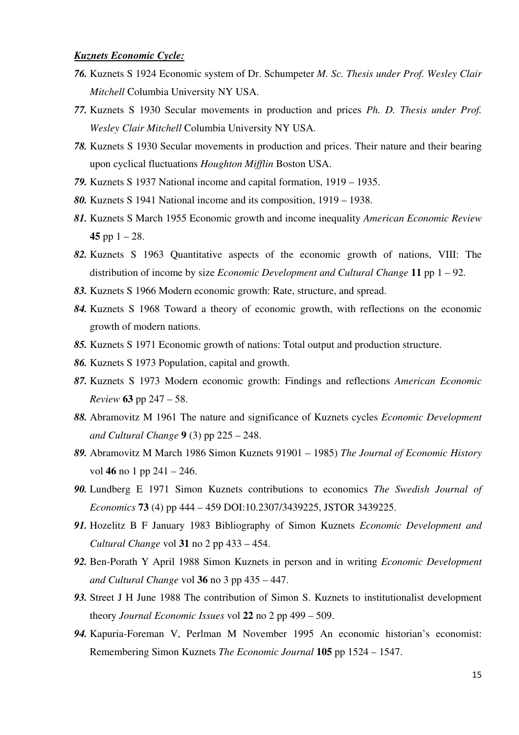***Kuznets Economic Cycle:***

***76.*** Kuznets S 1924 Economic system of Dr. Schumpeter *M. Sc. Thesis under Prof. Wesley Clair Mitchell* Columbia University NY USA.

***77.*** Kuznets S 1930 Secular movements in production and prices *Ph. D. Thesis under Prof. Wesley Clair Mitchell* Columbia University NY USA.

***78.*** Kuznets S 1930 Secular movements in production and prices. Their nature and their bearing upon cyclical fluctuations *Houghton Mifflin* Boston USA.

***79.*** Kuznets S 1937 National income and capital formation, 1919 – 1935.

***80.*** Kuznets S 1941 National income and its composition, 1919 – 1938.

***81.*** Kuznets S March 1955 Economic growth and income inequality *American Economic Review* **45** pp 1 – 28.

***82.*** Kuznets S 1963 Quantitative aspects of the economic growth of nations, VIII: The distribution of income by size *Economic Development and Cultural Change* **11** pp 1 – 92.

***83.*** Kuznets S 1966 Modern economic growth: Rate, structure, and spread.

***84.*** Kuznets S 1968 Toward a theory of economic growth, with reflections on the economic growth of modern nations.

***85.*** Kuznets S 1971 Economic growth of nations: Total output and production structure.

***86.*** Kuznets S 1973 Population, capital and growth.

***87.*** Kuznets S 1973 Modern economic growth: Findings and reflections *American Economic Review* **63** pp 247 – 58.

***88.*** Abramovitz M 1961 The nature and significance of Kuznets cycles *Economic Development and Cultural Change* **9** (3) pp 225 – 248.

***89.*** Abramovitz M March 1986 Simon Kuznets 91901 – 1985) *The Journal of Economic History* vol **46** no 1 pp 241 – 246.

***90.*** Lundberg E 1971 Simon Kuznets contributions to economics *The Swedish Journal of Economics* **73** (4) pp 444 – 459 DOI:10.2307/3439225, JSTOR 3439225.

***91.*** Hozelitz B F January 1983 Bibliography of Simon Kuznets *Economic Development and Cultural Change* vol **31** no 2 pp 433 – 454.

***92.*** Ben-Porath Y April 1988 Simon Kuznets in person and in writing *Economic Development and Cultural Change* vol **36** no 3 pp 435 – 447.

***93.*** Street J H June 1988 The contribution of Simon S. Kuznets to institutionalist development theory *Journal Economic Issues* vol **22** no 2 pp 499 – 509.

***94.*** Kapuria-Foreman V, Perlman M November 1995 An economic historian's economist: Remembering Simon Kuznets *The Economic Journal* **105** pp 1524 – 1547.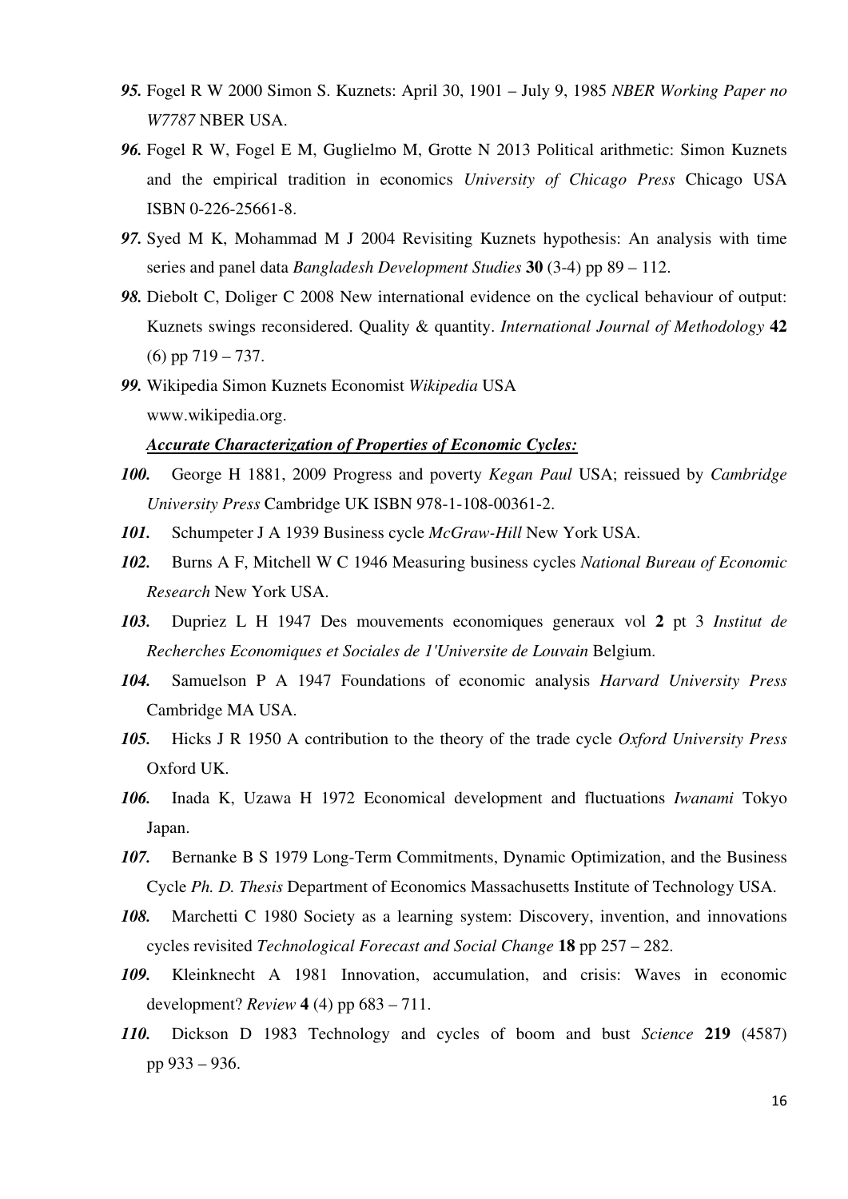***95.*** Fogel R W 2000 Simon S. Kuznets: April 30, 1901 – July 9, 1985 *NBER Working Paper no W7787* NBER USA.

***96.*** Fogel R W, Fogel E M, Guglielmo M, Grotte N 2013 Political arithmetic: Simon Kuznets and the empirical tradition in economics *University of Chicago Press* Chicago USA ISBN 0-226-25661-8.

***97.*** Syed M K, Mohammad M J 2004 Revisiting Kuznets hypothesis: An analysis with time series and panel data *Bangladesh Development Studies* **30** (3-4) pp 89 – 112.

***98.*** Diebolt C, Doliger C 2008 New international evidence on the cyclical behaviour of output: Kuznets swings reconsidered. Quality & quantity. *International Journal of Methodology* **42** (6) pp 719 – 737.

***99.*** Wikipedia Simon Kuznets Economist *Wikipedia* USA www.wikipedia.org.

***<u>Accurate Characterization of Properties of Economic Cycles:</u>***

***100.*** George H 1881, 2009 Progress and poverty *Kegan Paul* USA; reissued by *Cambridge University Press* Cambridge UK ISBN 978-1-108-00361-2.

***101.*** Schumpeter J A 1939 Business cycle *McGraw-Hill* New York USA.

***102.*** Burns A F, Mitchell W C 1946 Measuring business cycles *National Bureau of Economic Research* New York USA.

***103.*** Dupriez L H 1947 Des mouvements economiques generaux vol **2** pt 3 *Institut de Recherches Economiques et Sociales de 1'Universite de Louvain* Belgium.

***104.*** Samuelson P A 1947 Foundations of economic analysis *Harvard University Press* Cambridge MA USA.

***105.*** Hicks J R 1950 A contribution to the theory of the trade cycle *Oxford University Press* Oxford UK.

***106.*** Inada K, Uzawa H 1972 Economical development and fluctuations *Iwanami* Tokyo Japan.

***107.*** Bernanke B S 1979 Long-Term Commitments, Dynamic Optimization, and the Business Cycle *Ph. D. Thesis* Department of Economics Massachusetts Institute of Technology USA.

***108.*** Marchetti C 1980 Society as a learning system: Discovery, invention, and innovations cycles revisited *Technological Forecast and Social Change* **18** pp 257 – 282.

***109.*** Kleinknecht A 1981 Innovation, accumulation, and crisis: Waves in economic development? *Review* **4** (4) pp 683 – 711.

***110.*** Dickson D 1983 Technology and cycles of boom and bust *Science* **219** (4587) pp 933 – 936.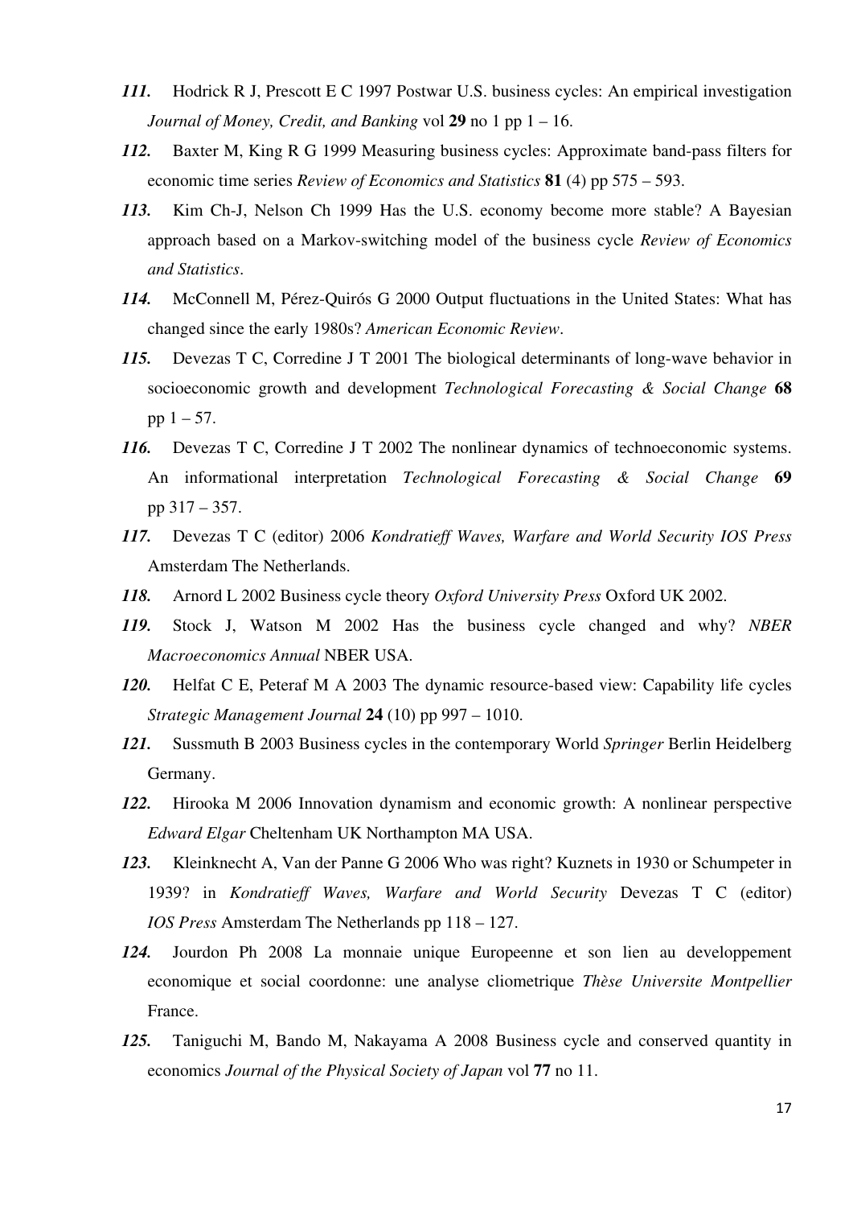***111.*** Hodrick R J, Prescott E C 1997 Postwar U.S. business cycles: An empirical investigation *Journal of Money, Credit, and Banking* vol **29** no 1 pp 1 – 16.

***112.*** Baxter M, King R G 1999 Measuring business cycles: Approximate band-pass filters for economic time series *Review of Economics and Statistics* **81** (4) pp 575 – 593.

***113.*** Kim Ch-J, Nelson Ch 1999 Has the U.S. economy become more stable? A Bayesian approach based on a Markov-switching model of the business cycle *Review of Economics and Statistics*.

***114.*** McConnell M, Pérez-Quirós G 2000 Output fluctuations in the United States: What has changed since the early 1980s? *American Economic Review*.

***115.*** Devezas T C, Corredine J T 2001 The biological determinants of long-wave behavior in socioeconomic growth and development *Technological Forecasting & Social Change* **68** pp 1 – 57.

***116.*** Devezas T C, Corredine J T 2002 The nonlinear dynamics of technoeconomic systems. An informational interpretation *Technological Forecasting & Social Change* **69** pp 317 – 357.

***117.*** Devezas T C (editor) 2006 *Kondratieff Waves, Warfare and World Security IOS Press* Amsterdam The Netherlands.

***118.*** Arnord L 2002 Business cycle theory *Oxford University Press* Oxford UK 2002.

***119.*** Stock J, Watson M 2002 Has the business cycle changed and why? *NBER Macroeconomics Annual* NBER USA.

***120.*** Helfat C E, Peteraf M A 2003 The dynamic resource-based view: Capability life cycles *Strategic Management Journal* **24** (10) pp 997 – 1010.

***121.*** Sussmuth B 2003 Business cycles in the contemporary World *Springer* Berlin Heidelberg Germany.

***122.*** Hirooka M 2006 Innovation dynamism and economic growth: A nonlinear perspective *Edward Elgar* Cheltenham UK Northampton MA USA.

***123.*** Kleinknecht A, Van der Panne G 2006 Who was right? Kuznets in 1930 or Schumpeter in 1939? in *Kondratieff Waves, Warfare and World Security* Devezas T C (editor) *IOS Press* Amsterdam The Netherlands pp 118 – 127.

***124.*** Jourdon Ph 2008 La monnaie unique Europeenne et son lien au developpement economique et social coordonne: une analyse cliometrique *Thèse Universite Montpellier* France.

***125.*** Taniguchi M, Bando M, Nakayama A 2008 Business cycle and conserved quantity in economics *Journal of the Physical Society of Japan* vol **77** no 11.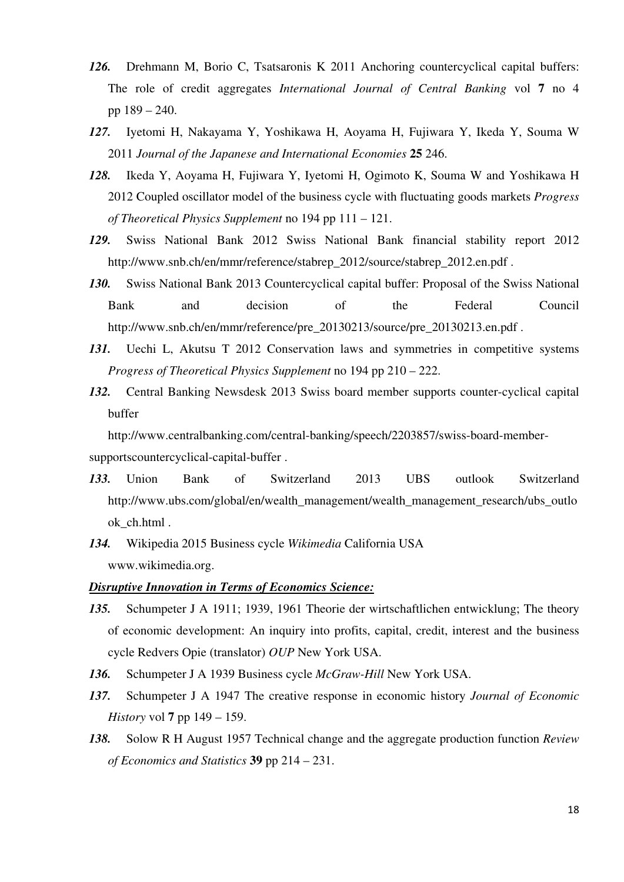***126.*** Drehmann M, Borio C, Tsatsaronis K 2011 Anchoring countercyclical capital buffers: The role of credit aggregates *International Journal of Central Banking* vol **7** no 4 pp 189 – 240.

***127.*** Iyetomi H, Nakayama Y, Yoshikawa H, Aoyama H, Fujiwara Y, Ikeda Y, Souma W 2011 *Journal of the Japanese and International Economies* **25** 246.

***128.*** Ikeda Y, Aoyama H, Fujiwara Y, Iyetomi H, Ogimoto K, Souma W and Yoshikawa H 2012 Coupled oscillator model of the business cycle with fluctuating goods markets *Progress of Theoretical Physics Supplement* no 194 pp 111 – 121.

***129.*** Swiss National Bank 2012 Swiss National Bank financial stability report 2012 http://www.snb.ch/en/mmr/reference/stabrep_2012/source/stabrep_2012.en.pdf .

***130.*** Swiss National Bank 2013 Countercyclical capital buffer: Proposal of the Swiss National Bank and decision of the Federal Council http://www.snb.ch/en/mmr/reference/pre_20130213/source/pre_20130213.en.pdf .

***131.*** Uechi L, Akutsu T 2012 Conservation laws and symmetries in competitive systems *Progress of Theoretical Physics Supplement* no 194 pp 210 – 222.

***132.*** Central Banking Newsdesk 2013 Swiss board member supports counter-cyclical capital buffer http://www.centralbanking.com/central-banking/speech/2203857/swiss-board-member-supportscountercyclical-capital-buffer .

***133.*** Union Bank of Switzerland 2013 UBS outlook Switzerland http://www.ubs.com/global/en/wealth_management/wealth_management_research/ubs_outlook_ch.html .

***134.*** Wikipedia 2015 Business cycle *Wikimedia* California USA www.wikimedia.org.

***<u>Disruptive Innovation in Terms of Economics Science:</u>***

***135.*** Schumpeter J A 1911; 1939, 1961 Theorie der wirtschaftlichen entwicklung; The theory of economic development: An inquiry into profits, capital, credit, interest and the business cycle Redvers Opie (translator) *OUP* New York USA.

***136.*** Schumpeter J A 1939 Business cycle *McGraw-Hill* New York USA.

***137.*** Schumpeter J A 1947 The creative response in economic history *Journal of Economic History* vol **7** pp 149 – 159.

***138.*** Solow R H August 1957 Technical change and the aggregate production function *Review of Economics and Statistics* **39** pp 214 – 231.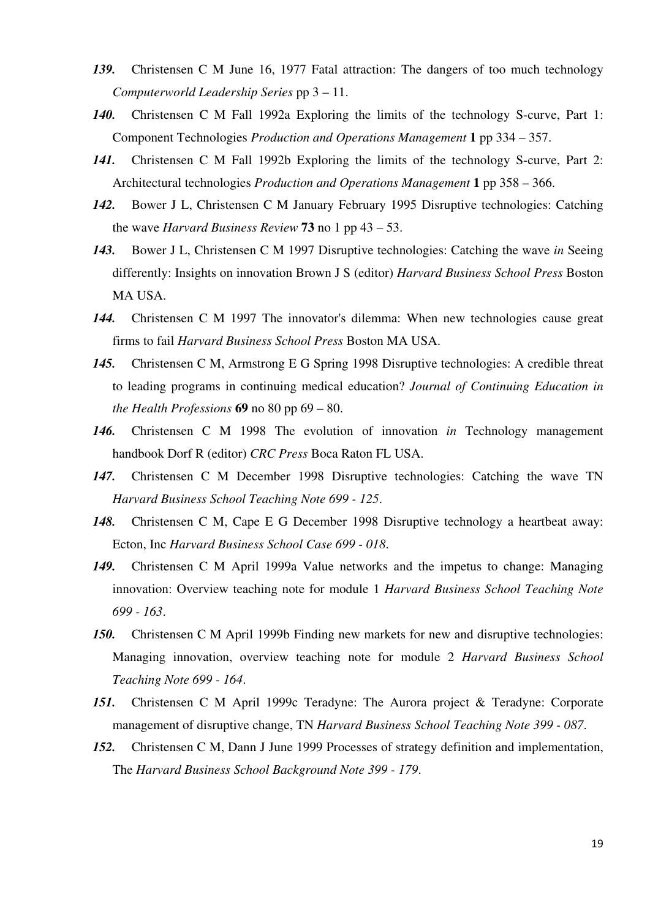***139.*** Christensen C M June 16, 1977 Fatal attraction: The dangers of too much technology *Computerworld Leadership Series* pp 3 – 11.

***140.*** Christensen C M Fall 1992a Exploring the limits of the technology S-curve, Part 1: Component Technologies *Production and Operations Management* **1** pp 334 – 357.

***141.*** Christensen C M Fall 1992b Exploring the limits of the technology S-curve, Part 2: Architectural technologies *Production and Operations Management* **1** pp 358 – 366.

***142.*** Bower J L, Christensen C M January February 1995 Disruptive technologies: Catching the wave *Harvard Business Review* **73** no 1 pp 43 – 53.

***143.*** Bower J L, Christensen C M 1997 Disruptive technologies: Catching the wave *in* Seeing differently: Insights on innovation Brown J S (editor) *Harvard Business School Press* Boston MA USA.

***144.*** Christensen C M 1997 The innovator's dilemma: When new technologies cause great firms to fail *Harvard Business School Press* Boston MA USA.

***145.*** Christensen C M, Armstrong E G Spring 1998 Disruptive technologies: A credible threat to leading programs in continuing medical education? *Journal of Continuing Education in the Health Professions* **69** no 80 pp 69 – 80.

***146.*** Christensen C M 1998 The evolution of innovation *in* Technology management handbook Dorf R (editor) *CRC Press* Boca Raton FL USA.

***147.*** Christensen C M December 1998 Disruptive technologies: Catching the wave TN *Harvard Business School Teaching Note 699 - 125*.

***148.*** Christensen C M, Cape E G December 1998 Disruptive technology a heartbeat away: Ecton, Inc *Harvard Business School Case 699 - 018*.

***149.*** Christensen C M April 1999a Value networks and the impetus to change: Managing innovation: Overview teaching note for module 1 *Harvard Business School Teaching Note 699 - 163*.

***150.*** Christensen C M April 1999b Finding new markets for new and disruptive technologies: Managing innovation, overview teaching note for module 2 *Harvard Business School Teaching Note 699 - 164*.

***151.*** Christensen C M April 1999c Teradyne: The Aurora project & Teradyne: Corporate management of disruptive change, TN *Harvard Business School Teaching Note 399 - 087*.

***152.*** Christensen C M, Dann J June 1999 Processes of strategy definition and implementation, The *Harvard Business School Background Note 399 - 179*.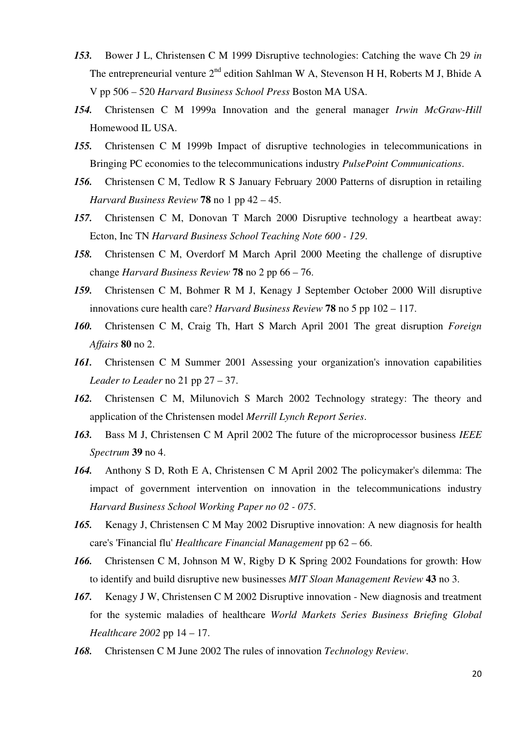***153.*** Bower J L, Christensen C M 1999 Disruptive technologies: Catching the wave Ch 29 *in* The entrepreneurial venture 2nd edition Sahlman W A, Stevenson H H, Roberts M J, Bhide A V pp 506 – 520 *Harvard Business School Press* Boston MA USA.

***154.*** Christensen C M 1999a Innovation and the general manager *Irwin McGraw-Hill* Homewood IL USA.

***155.*** Christensen C M 1999b Impact of disruptive technologies in telecommunications in Bringing PC economies to the telecommunications industry *PulsePoint Communications*.

***156.*** Christensen C M, Tedlow R S January February 2000 Patterns of disruption in retailing *Harvard Business Review* **78** no 1 pp 42 – 45.

***157.*** Christensen C M, Donovan T March 2000 Disruptive technology a heartbeat away: Ecton, Inc TN *Harvard Business School Teaching Note 600 - 129*.

***158.*** Christensen C M, Overdorf M March April 2000 Meeting the challenge of disruptive change *Harvard Business Review* **78** no 2 pp 66 – 76.

***159.*** Christensen C M, Bohmer R M J, Kenagy J September October 2000 Will disruptive innovations cure health care? *Harvard Business Review* **78** no 5 pp 102 – 117.

***160.*** Christensen C M, Craig Th, Hart S March April 2001 The great disruption *Foreign Affairs* **80** no 2.

***161.*** Christensen C M Summer 2001 Assessing your organization's innovation capabilities *Leader to Leader* no 21 pp 27 – 37.

***162.*** Christensen C M, Milunovich S March 2002 Technology strategy: The theory and application of the Christensen model *Merrill Lynch Report Series*.

***163.*** Bass M J, Christensen C M April 2002 The future of the microprocessor business *IEEE Spectrum* **39** no 4.

***164.*** Anthony S D, Roth E A, Christensen C M April 2002 The policymaker's dilemma: The impact of government intervention on innovation in the telecommunications industry *Harvard Business School Working Paper no 02 - 075*.

***165.*** Kenagy J, Christensen C M May 2002 Disruptive innovation: A new diagnosis for health care's 'Financial flu' *Healthcare Financial Management* pp 62 – 66.

***166.*** Christensen C M, Johnson M W, Rigby D K Spring 2002 Foundations for growth: How to identify and build disruptive new businesses *MIT Sloan Management Review* **43** no 3.

***167.*** Kenagy J W, Christensen C M 2002 Disruptive innovation - New diagnosis and treatment for the systemic maladies of healthcare *World Markets Series Business Briefing Global Healthcare 2002* pp 14 – 17.

***168.*** Christensen C M June 2002 The rules of innovation *Technology Review*.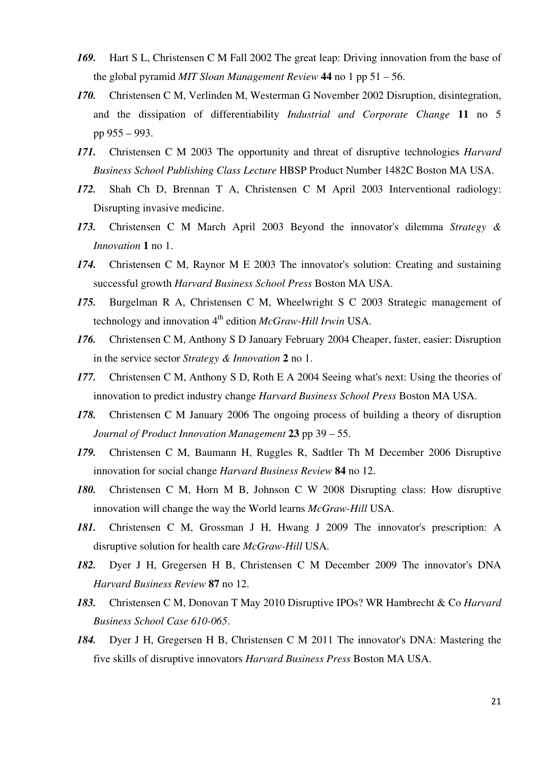***169.*** Hart S L, Christensen C M Fall 2002 The great leap: Driving innovation from the base of the global pyramid *MIT Sloan Management Review* **44** no 1 pp 51 – 56.

***170.*** Christensen C M, Verlinden M, Westerman G November 2002 Disruption, disintegration, and the dissipation of differentiability *Industrial and Corporate Change* **11** no 5 pp 955 – 993.

***171.*** Christensen C M 2003 The opportunity and threat of disruptive technologies *Harvard Business School Publishing Class Lecture* HBSP Product Number 1482C Boston MA USA.

***172.*** Shah Ch D, Brennan T A, Christensen C M April 2003 Interventional radiology: Disrupting invasive medicine.

***173.*** Christensen C M March April 2003 Beyond the innovator's dilemma *Strategy & Innovation* **1** no 1.

***174.*** Christensen C M, Raynor M E 2003 The innovator's solution: Creating and sustaining successful growth *Harvard Business School Press* Boston MA USA.

***175.*** Burgelman R A, Christensen C M, Wheelwright S C 2003 Strategic management of technology and innovation 4th edition *McGraw-Hill Irwin* USA.

***176.*** Christensen C M, Anthony S D January February 2004 Cheaper, faster, easier: Disruption in the service sector *Strategy & Innovation* **2** no 1.

***177.*** Christensen C M, Anthony S D, Roth E A 2004 Seeing what's next: Using the theories of innovation to predict industry change *Harvard Business School Press* Boston MA USA.

***178.*** Christensen C M January 2006 The ongoing process of building a theory of disruption *Journal of Product Innovation Management* **23** pp 39 – 55.

***179.*** Christensen C M, Baumann H, Ruggles R, Sadtler Th M December 2006 Disruptive innovation for social change *Harvard Business Review* **84** no 12.

***180.*** Christensen C M, Horn M B, Johnson C W 2008 Disrupting class: How disruptive innovation will change the way the World learns *McGraw-Hill* USA.

***181.*** Christensen C M, Grossman J H, Hwang J 2009 The innovator's prescription: A disruptive solution for health care *McGraw-Hill* USA.

***182.*** Dyer J H, Gregersen H B, Christensen C M December 2009 The innovator's DNA *Harvard Business Review* **87** no 12.

***183.*** Christensen C M, Donovan T May 2010 Disruptive IPOs? WR Hambrecht & Co *Harvard Business School Case 610-065*.

***184.*** Dyer J H, Gregersen H B, Christensen C M 2011 The innovator's DNA: Mastering the five skills of disruptive innovators *Harvard Business Press* Boston MA USA.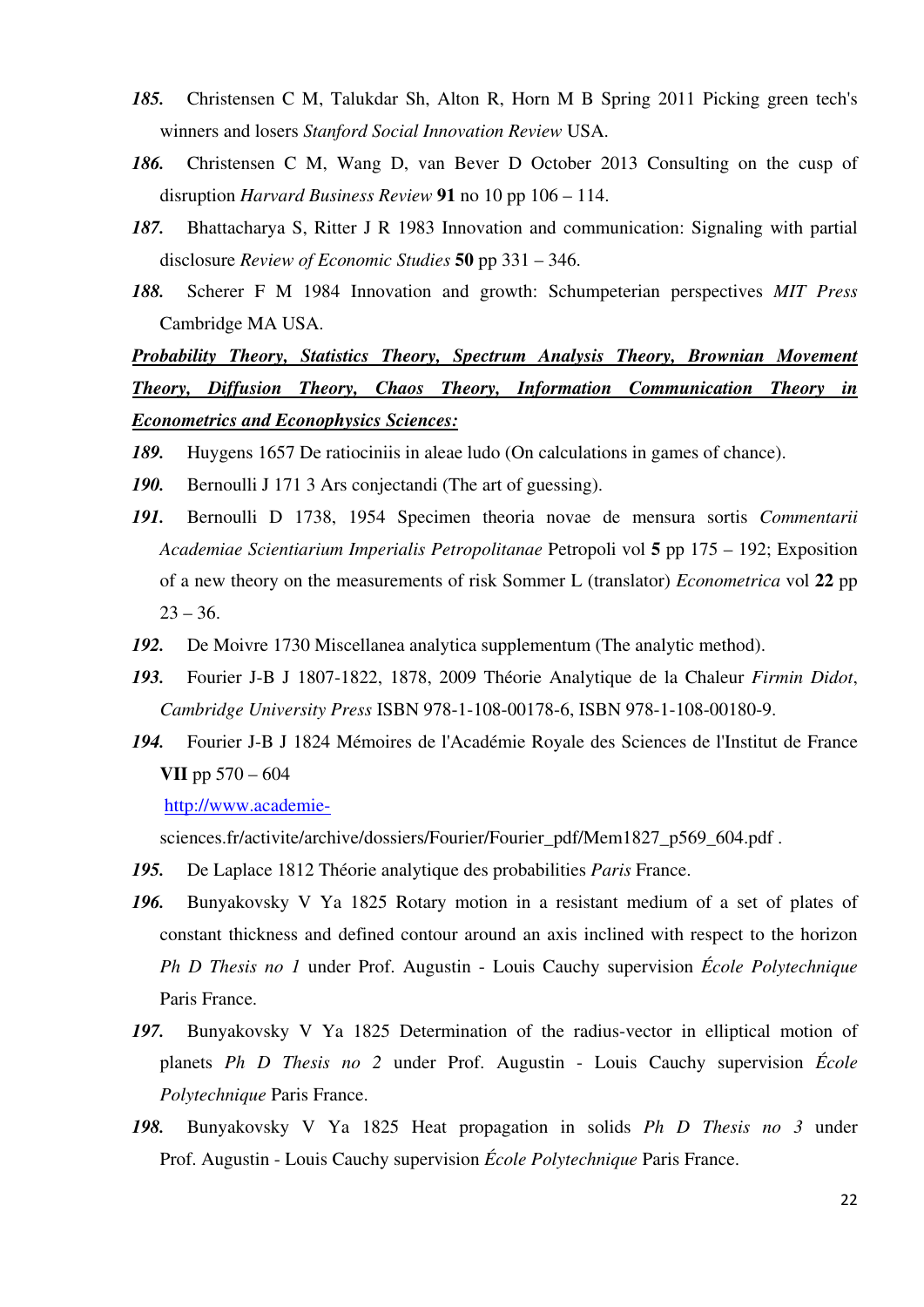**185.** Christensen C M, Talukdar Sh, Alton R, Horn M B Spring 2011 Picking green tech's winners and losers *Stanford Social Innovation Review* USA.

**186.** Christensen C M, Wang D, van Bever D October 2013 Consulting on the cusp of disruption *Harvard Business Review* **91** no 10 pp 106 – 114.

**187.** Bhattacharya S, Ritter J R 1983 Innovation and communication: Signaling with partial disclosure *Review of Economic Studies* **50** pp 331 – 346.

**188.** Scherer F M 1984 Innovation and growth: Schumpeterian perspectives *MIT Press* Cambridge MA USA.

***Probability Theory, Statistics Theory, Spectrum Analysis Theory, Brownian Movement Theory, Diffusion Theory, Chaos Theory, Information Communication Theory in Econometrics and Econophysics Sciences:***

**189.** Huygens 1657 De ratiociniis in aleae ludo (On calculations in games of chance).

**190.** Bernoulli J 171 3 Ars conjectandi (The art of guessing).

**191.** Bernoulli D 1738, 1954 Specimen theoria novae de mensura sortis *Commentarii Academiae Scientiarium Imperialis Petropolitanae* Petropoli vol **5** pp 175 – 192; Exposition of a new theory on the measurements of risk Sommer L (translator) *Econometrica* vol **22** pp 23 – 36.

**192.** De Moivre 1730 Miscellanea analytica supplementum (The analytic method).

**193.** Fourier J-B J 1807-1822, 1878, 2009 Théorie Analytique de la Chaleur *Firmin Didot*, *Cambridge University Press* ISBN 978-1-108-00178-6, ISBN 978-1-108-00180-9.

**194.** Fourier J-B J 1824 Mémoires de l'Académie Royale des Sciences de l'Institut de France **VII** pp 570 – 604
http://www.academie-sciences.fr/activite/archive/dossiers/Fourier/Fourier_pdf/Mem1827_p569_604.pdf .

**195.** De Laplace 1812 Théorie analytique des probabilities *Paris* France.

**196.** Bunyakovsky V Ya 1825 Rotary motion in a resistant medium of a set of plates of constant thickness and defined contour around an axis inclined with respect to the horizon *Ph D Thesis no 1* under Prof. Augustin - Louis Cauchy supervision *École Polytechnique* Paris France.

**197.** Bunyakovsky V Ya 1825 Determination of the radius-vector in elliptical motion of planets *Ph D Thesis no 2* under Prof. Augustin - Louis Cauchy supervision *École Polytechnique* Paris France.

**198.** Bunyakovsky V Ya 1825 Heat propagation in solids *Ph D Thesis no 3* under Prof. Augustin - Louis Cauchy supervision *École Polytechnique* Paris France.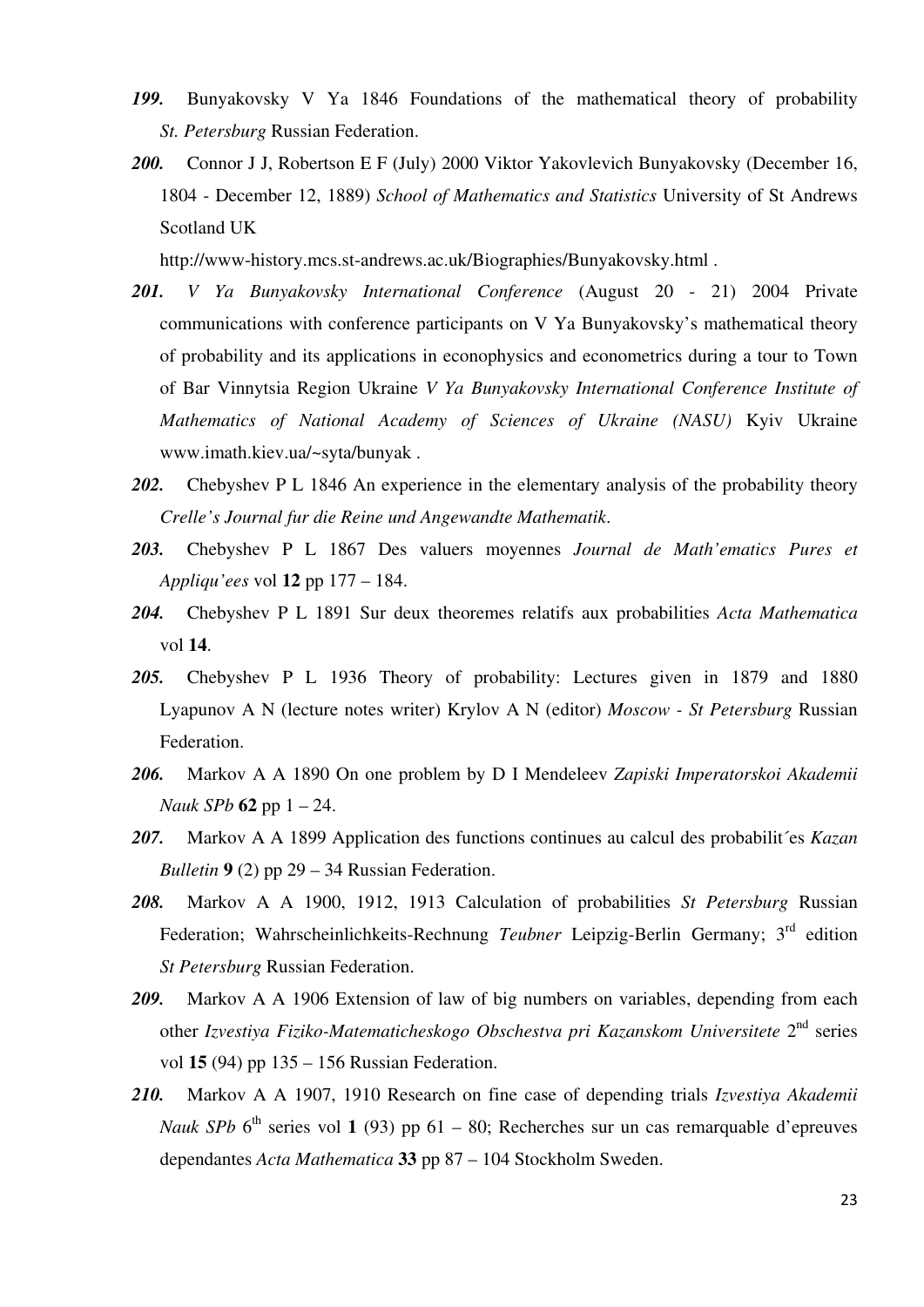***199.*** Bunyakovsky V Ya 1846 Foundations of the mathematical theory of probability *St. Petersburg* Russian Federation.

***200.*** Connor J J, Robertson E F (July) 2000 Viktor Yakovlevich Bunyakovsky (December 16, 1804 - December 12, 1889) *School of Mathematics and Statistics* University of St Andrews Scotland UK http://www-history.mcs.st-andrews.ac.uk/Biographies/Bunyakovsky.html .

***201.*** *V Ya Bunyakovsky International Conference* (August 20 - 21) 2004 Private communications with conference participants on V Ya Bunyakovsky's mathematical theory of probability and its applications in econophysics and econometrics during a tour to Town of Bar Vinnytsia Region Ukraine *V Ya Bunyakovsky International Conference Institute of Mathematics of National Academy of Sciences of Ukraine (NASU)* Kyiv Ukraine www.imath.kiev.ua/~syta/bunyak .

***202.*** Chebyshev P L 1846 An experience in the elementary analysis of the probability theory *Crelle's Journal fur die Reine und Angewandte Mathematik*.

***203.*** Chebyshev P L 1867 Des valuers moyennes *Journal de Math'ematics Pures et Appliqu'ees* vol **12** pp 177 – 184.

***204.*** Chebyshev P L 1891 Sur deux theoremes relatifs aux probabilities *Acta Mathematica* vol **14**.

***205.*** Chebyshev P L 1936 Theory of probability: Lectures given in 1879 and 1880 Lyapunov A N (lecture notes writer) Krylov A N (editor) *Moscow - St Petersburg* Russian Federation.

***206.*** Markov A A 1890 On one problem by D I Mendeleev *Zapiski Imperatorskoi Akademii Nauk SPb* **62** pp 1 – 24.

***207.*** Markov A A 1899 Application des functions continues au calcul des probabilit´es *Kazan Bulletin* **9** (2) pp 29 – 34 Russian Federation.

***208.*** Markov A A 1900, 1912, 1913 Calculation of probabilities *St Petersburg* Russian Federation; Wahrscheinlichkeits-Rechnung *Teubner* Leipzig-Berlin Germany; 3rd edition *St Petersburg* Russian Federation.

***209.*** Markov A A 1906 Extension of law of big numbers on variables, depending from each other *Izvestiya Fiziko-Matematicheskogo Obschestva pri Kazanskom Universitete* 2nd series vol **15** (94) pp 135 – 156 Russian Federation.

***210.*** Markov A A 1907, 1910 Research on fine case of depending trials *Izvestiya Akademii Nauk SPb* 6th series vol **1** (93) pp 61 – 80; Recherches sur un cas remarquable d'epreuves dependantes *Acta Mathematica* **33** pp 87 – 104 Stockholm Sweden.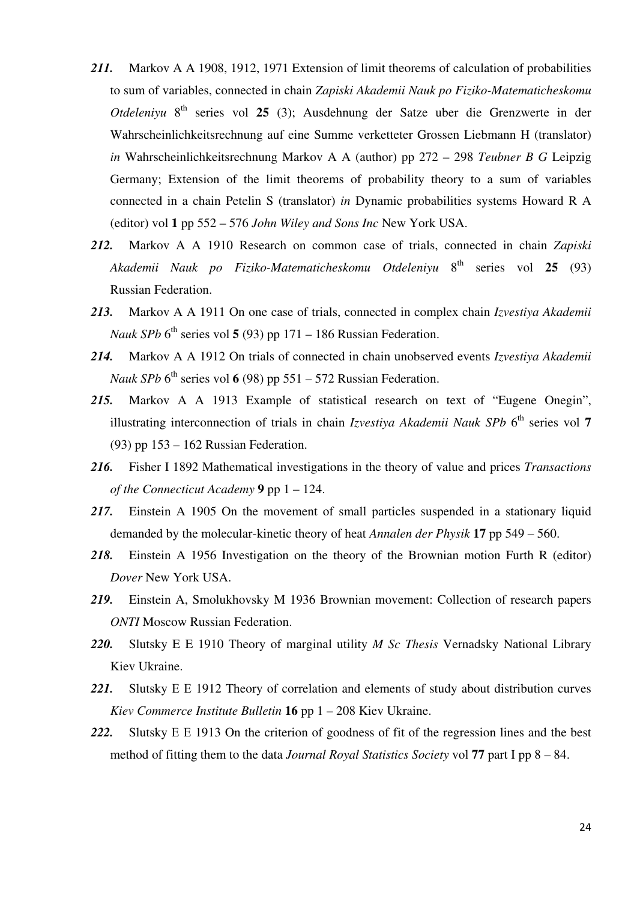***211.*** Markov A A 1908, 1912, 1971 Extension of limit theorems of calculation of probabilities to sum of variables, connected in chain *Zapiski Akademii Nauk po Fiziko-Matematicheskomu Otdeleniyu* 8th series vol **25** (3); Ausdehnung der Satze uber die Grenzwerte in der Wahrscheinlichkeitsrechnung auf eine Summe verketteter Grossen Liebmann H (translator) *in* Wahrscheinlichkeitsrechnung Markov A A (author) pp 272 – 298 *Teubner B G* Leipzig Germany; Extension of the limit theorems of probability theory to a sum of variables connected in a chain Petelin S (translator) *in* Dynamic probabilities systems Howard R A (editor) vol **1** pp 552 – 576 *John Wiley and Sons Inc* New York USA.

***212.*** Markov A A 1910 Research on common case of trials, connected in chain *Zapiski Akademii Nauk po Fiziko-Matematicheskomu Otdeleniyu* 8th series vol **25** (93) Russian Federation.

***213.*** Markov A A 1911 On one case of trials, connected in complex chain *Izvestiya Akademii Nauk SPb* 6th series vol **5** (93) pp 171 – 186 Russian Federation.

***214.*** Markov A A 1912 On trials of connected in chain unobserved events *Izvestiya Akademii Nauk SPb* 6th series vol **6** (98) pp 551 – 572 Russian Federation.

***215.*** Markov A A 1913 Example of statistical research on text of "Eugene Onegin", illustrating interconnection of trials in chain *Izvestiya Akademii Nauk SPb* 6th series vol **7** (93) pp 153 – 162 Russian Federation.

***216.*** Fisher I 1892 Mathematical investigations in the theory of value and prices *Transactions of the Connecticut Academy* **9** pp 1 – 124.

***217.*** Einstein A 1905 On the movement of small particles suspended in a stationary liquid demanded by the molecular-kinetic theory of heat *Annalen der Physik* **17** pp 549 – 560.

***218.*** Einstein A 1956 Investigation on the theory of the Brownian motion Furth R (editor) *Dover* New York USA.

***219.*** Einstein A, Smolukhovsky M 1936 Brownian movement: Collection of research papers *ONTI* Moscow Russian Federation.

***220.*** Slutsky E E 1910 Theory of marginal utility *M Sc Thesis* Vernadsky National Library Kiev Ukraine.

***221.*** Slutsky E E 1912 Theory of correlation and elements of study about distribution curves *Kiev Commerce Institute Bulletin* **16** pp 1 – 208 Kiev Ukraine.

***222.*** Slutsky E E 1913 On the criterion of goodness of fit of the regression lines and the best method of fitting them to the data *Journal Royal Statistics Society* vol **77** part I pp 8 – 84.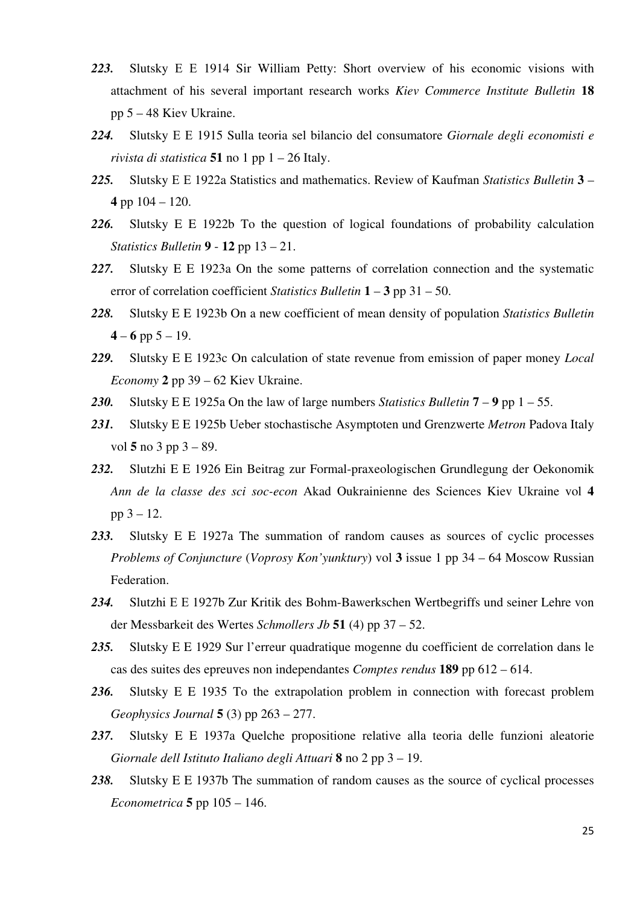***223.*** Slutsky E E 1914 Sir William Petty: Short overview of his economic visions with attachment of his several important research works *Kiev Commerce Institute Bulletin* **18** pp 5 – 48 Kiev Ukraine.

***224.*** Slutsky E E 1915 Sulla teoria sel bilancio del consumatore *Giornale degli economisti e rivista di statistica* **51** no 1 pp 1 – 26 Italy.

***225.*** Slutsky E E 1922a Statistics and mathematics. Review of Kaufman *Statistics Bulletin* **3** – **4** pp 104 – 120.

***226.*** Slutsky E E 1922b To the question of logical foundations of probability calculation *Statistics Bulletin* **9** - **12** pp 13 – 21.

***227.*** Slutsky E E 1923a On the some patterns of correlation connection and the systematic error of correlation coefficient *Statistics Bulletin* **1** – **3** pp 31 – 50.

***228.*** Slutsky E E 1923b On a new coefficient of mean density of population *Statistics Bulletin* **4** – **6** pp 5 – 19.

***229.*** Slutsky E E 1923c On calculation of state revenue from emission of paper money *Local Economy* **2** pp 39 – 62 Kiev Ukraine.

***230.*** Slutsky E E 1925a On the law of large numbers *Statistics Bulletin* **7** – **9** pp 1 – 55.

***231.*** Slutsky E E 1925b Ueber stochastische Asymptoten und Grenzwerte *Metron* Padova Italy vol **5** no 3 pp 3 – 89.

***232.*** Slutzhi E E 1926 Ein Beitrag zur Formal-praxeologischen Grundlegung der Oekonomik *Ann de la classe des sci soc-econ* Akad Oukrainienne des Sciences Kiev Ukraine vol **4** pp 3 – 12.

***233.*** Slutsky E E 1927a The summation of random causes as sources of cyclic processes *Problems of Conjuncture* (*Voprosy Kon'yunktury*) vol **3** issue 1 pp 34 – 64 Moscow Russian Federation.

***234.*** Slutzhi E E 1927b Zur Kritik des Bohm-Bawerkschen Wertbegriffs und seiner Lehre von der Messbarkeit des Wertes *Schmollers Jb* **51** (4) pp 37 – 52.

***235.*** Slutsky E E 1929 Sur l'erreur quadratique mogenne du coefficient de correlation dans le cas des suites des epreuves non independantes *Comptes rendus* **189** pp 612 – 614.

***236.*** Slutsky E E 1935 To the extrapolation problem in connection with forecast problem *Geophysics Journal* **5** (3) pp 263 – 277.

***237.*** Slutsky E E 1937a Quelche propositione relative alla teoria delle funzioni aleatorie *Giornale dell Istituto Italiano degli Attuari* **8** no 2 pp 3 – 19.

***238.*** Slutsky E E 1937b The summation of random causes as the source of cyclical processes *Econometrica* **5** pp 105 – 146.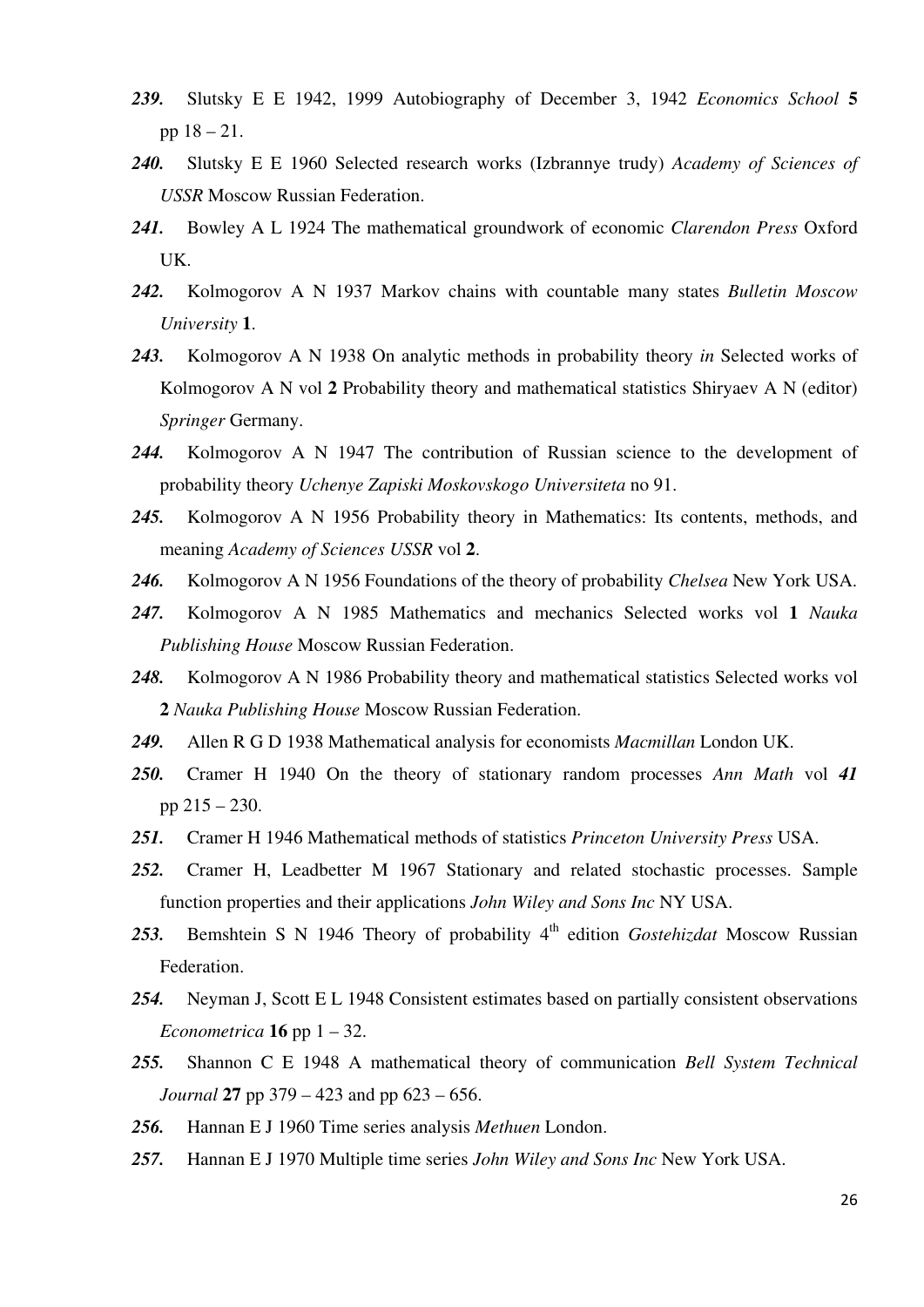***239.*** Slutsky E E 1942, 1999 Autobiography of December 3, 1942 *Economics School* **5** pp 18 – 21.

***240.*** Slutsky E E 1960 Selected research works (Izbrannye trudy) *Academy of Sciences of USSR* Moscow Russian Federation.

***241.*** Bowley A L 1924 The mathematical groundwork of economic *Clarendon Press* Oxford UK.

***242.*** Kolmogorov A N 1937 Markov chains with countable many states *Bulletin Moscow University* **1**.

***243.*** Kolmogorov A N 1938 On analytic methods in probability theory *in* Selected works of Kolmogorov A N vol **2** Probability theory and mathematical statistics Shiryaev A N (editor) *Springer* Germany.

***244.*** Kolmogorov A N 1947 The contribution of Russian science to the development of probability theory *Uchenye Zapiski Moskovskogo Universiteta* no 91.

***245.*** Kolmogorov A N 1956 Probability theory in Mathematics: Its contents, methods, and meaning *Academy of Sciences USSR* vol **2**.

***246.*** Kolmogorov A N 1956 Foundations of the theory of probability *Chelsea* New York USA.

***247.*** Kolmogorov A N 1985 Mathematics and mechanics Selected works vol **1** *Nauka Publishing House* Moscow Russian Federation.

***248.*** Kolmogorov A N 1986 Probability theory and mathematical statistics Selected works vol **2** *Nauka Publishing House* Moscow Russian Federation.

***249.*** Allen R G D 1938 Mathematical analysis for economists *Macmillan* London UK.

***250.*** Cramer H 1940 On the theory of stationary random processes *Ann Math* vol ***41*** pp 215 – 230.

***251.*** Cramer H 1946 Mathematical methods of statistics *Princeton University Press* USA.

***252.*** Cramer H, Leadbetter M 1967 Stationary and related stochastic processes. Sample function properties and their applications *John Wiley and Sons Inc* NY USA.

***253.*** Bemshtein S N 1946 Theory of probability 4th edition *Gostehizdat* Moscow Russian Federation.

***254.*** Neyman J, Scott E L 1948 Consistent estimates based on partially consistent observations *Econometrica* **16** pp 1 – 32.

***255.*** Shannon C E 1948 A mathematical theory of communication *Bell System Technical Journal* **27** pp 379 – 423 and pp 623 – 656.

***256.*** Hannan E J 1960 Time series analysis *Methuen* London.

***257.*** Hannan E J 1970 Multiple time series *John Wiley and Sons Inc* New York USA.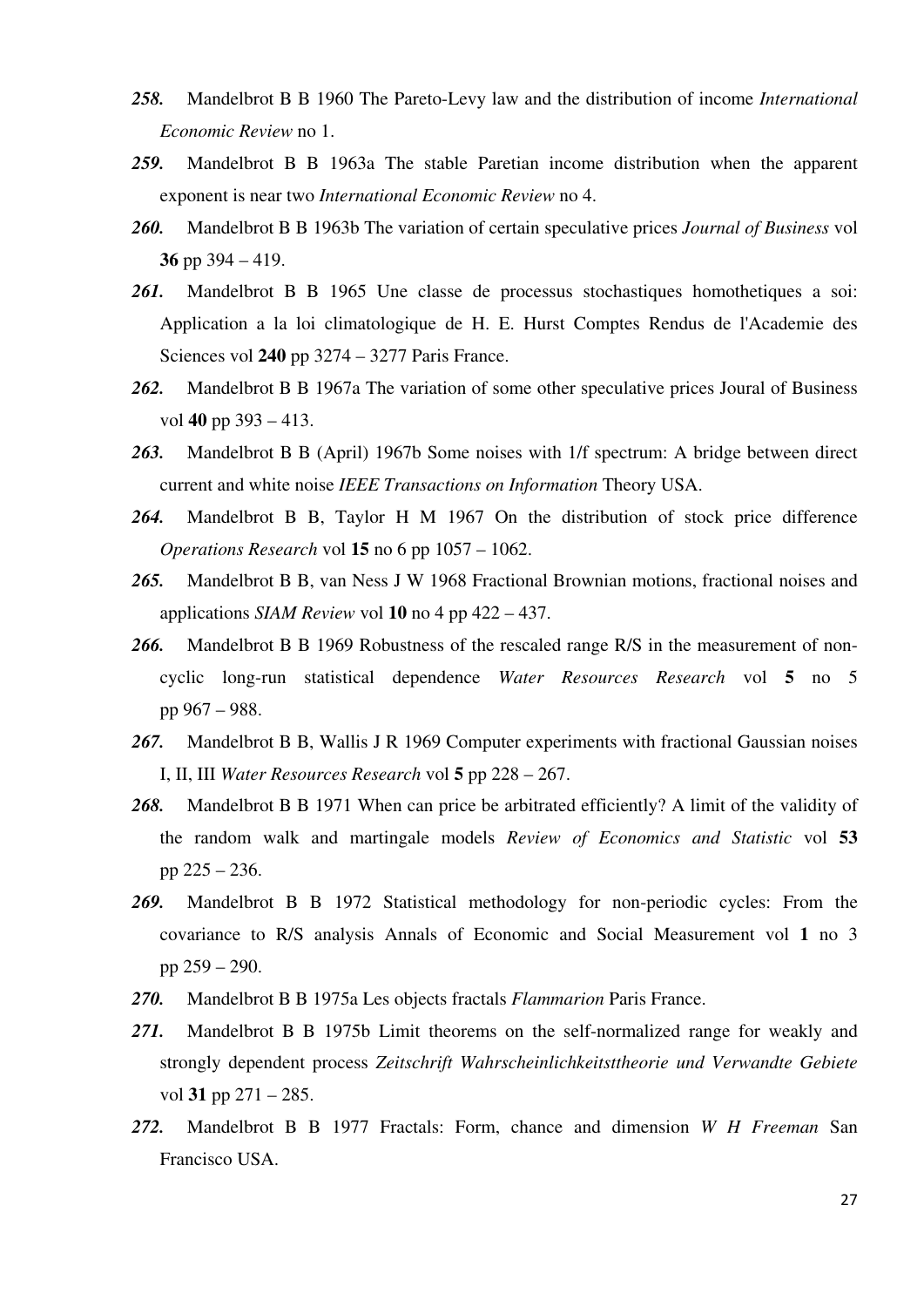***258.*** Mandelbrot B B 1960 The Pareto-Levy law and the distribution of income *International Economic Review* no 1.

***259.*** Mandelbrot B B 1963a The stable Paretian income distribution when the apparent exponent is near two *International Economic Review* no 4.

***260.*** Mandelbrot B B 1963b The variation of certain speculative prices *Journal of Business* vol **36** pp 394 – 419.

***261.*** Mandelbrot B B 1965 Une classe de processus stochastiques homothetiques a soi: Application a la loi climatologique de H. E. Hurst Comptes Rendus de l'Academie des Sciences vol **240** pp 3274 – 3277 Paris France.

***262.*** Mandelbrot B B 1967a The variation of some other speculative prices Joural of Business vol **40** pp 393 – 413.

***263.*** Mandelbrot B B (April) 1967b Some noises with 1/f spectrum: A bridge between direct current and white noise *IEEE Transactions on Information* Theory USA.

***264.*** Mandelbrot B B, Taylor H M 1967 On the distribution of stock price difference *Operations Research* vol **15** no 6 pp 1057 – 1062.

***265.*** Mandelbrot B B, van Ness J W 1968 Fractional Brownian motions, fractional noises and applications *SIAM Review* vol **10** no 4 pp 422 – 437.

***266.*** Mandelbrot B B 1969 Robustness of the rescaled range R/S in the measurement of non-cyclic long-run statistical dependence *Water Resources Research* vol **5** no 5 pp 967 – 988.

***267.*** Mandelbrot B B, Wallis J R 1969 Computer experiments with fractional Gaussian noises I, II, III *Water Resources Research* vol **5** pp 228 – 267.

***268.*** Mandelbrot B B 1971 When can price be arbitrated efficiently? A limit of the validity of the random walk and martingale models *Review of Economics and Statistic* vol **53** pp 225 – 236.

***269.*** Mandelbrot B B 1972 Statistical methodology for non-periodic cycles: From the covariance to R/S analysis Annals of Economic and Social Measurement vol **1** no 3 pp 259 – 290.

***270.*** Mandelbrot B B 1975a Les objects fractals *Flammarion* Paris France.

***271.*** Mandelbrot B B 1975b Limit theorems on the self-normalized range for weakly and strongly dependent process *Zeitschrift Wahrscheinlichkeitsttheorie und Verwandte Gebiete* vol **31** pp 271 – 285.

***272.*** Mandelbrot B B 1977 Fractals: Form, chance and dimension *W H Freeman* San Francisco USA.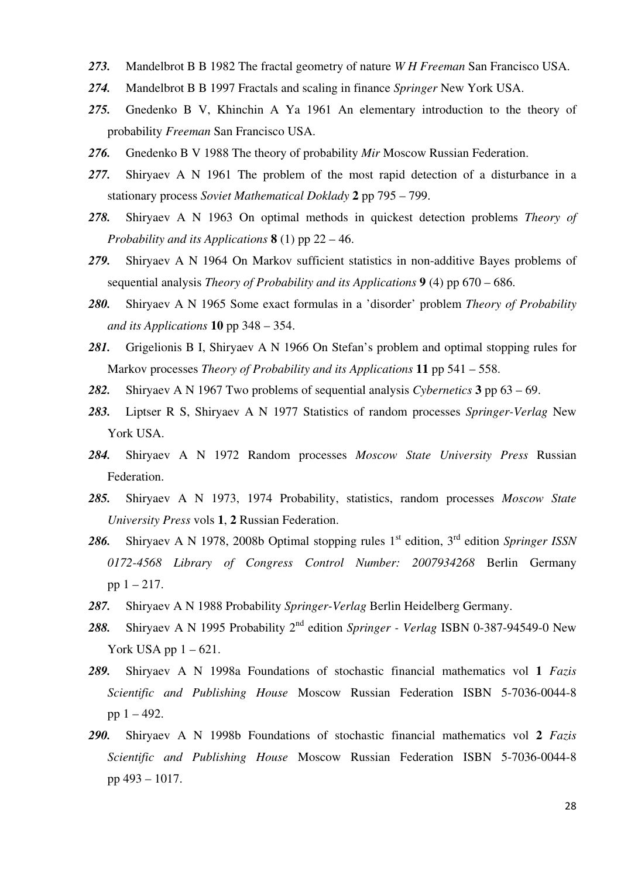***273.*** Mandelbrot B B 1982 The fractal geometry of nature *W H Freeman* San Francisco USA.

***274.*** Mandelbrot B B 1997 Fractals and scaling in finance *Springer* New York USA.

***275.*** Gnedenko B V, Khinchin A Ya 1961 An elementary introduction to the theory of probability *Freeman* San Francisco USA.

***276.*** Gnedenko B V 1988 The theory of probability *Mir* Moscow Russian Federation.

***277.*** Shiryaev A N 1961 The problem of the most rapid detection of a disturbance in a stationary process *Soviet Mathematical Doklady* **2** pp 795 – 799.

***278.*** Shiryaev A N 1963 On optimal methods in quickest detection problems *Theory of Probability and its Applications* **8** (1) pp 22 – 46.

***279.*** Shiryaev A N 1964 On Markov sufficient statistics in non-additive Bayes problems of sequential analysis *Theory of Probability and its Applications* **9** (4) pp 670 – 686.

***280.*** Shiryaev A N 1965 Some exact formulas in a 'disorder' problem *Theory of Probability and its Applications* **10** pp 348 – 354.

***281.*** Grigelionis B I, Shiryaev A N 1966 On Stefan's problem and optimal stopping rules for Markov processes *Theory of Probability and its Applications* **11** pp 541 – 558.

***282.*** Shiryaev A N 1967 Two problems of sequential analysis *Cybernetics* **3** pp 63 – 69.

***283.*** Liptser R S, Shiryaev A N 1977 Statistics of random processes *Springer-Verlag* New York USA.

***284.*** Shiryaev A N 1972 Random processes *Moscow State University Press* Russian Federation.

***285.*** Shiryaev A N 1973, 1974 Probability, statistics, random processes *Moscow State University Press* vols **1**, **2** Russian Federation.

***286.*** Shiryaev A N 1978, 2008b Optimal stopping rules 1st edition, 3rd edition *Springer ISSN 0172-4568 Library of Congress Control Number: 2007934268* Berlin Germany pp 1 – 217.

***287.*** Shiryaev A N 1988 Probability *Springer-Verlag* Berlin Heidelberg Germany.

***288.*** Shiryaev A N 1995 Probability 2nd edition *Springer - Verlag* ISBN 0-387-94549-0 New York USA pp 1 – 621.

***289.*** Shiryaev A N 1998a Foundations of stochastic financial mathematics vol **1** *Fazis Scientific and Publishing House* Moscow Russian Federation ISBN 5-7036-0044-8 pp 1 – 492.

***290.*** Shiryaev A N 1998b Foundations of stochastic financial mathematics vol **2** *Fazis Scientific and Publishing House* Moscow Russian Federation ISBN 5-7036-0044-8 pp 493 – 1017.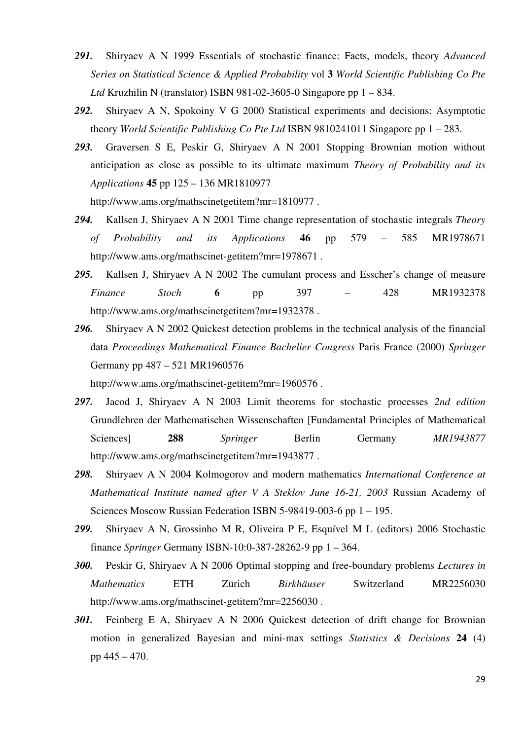***291.*** Shiryaev A N 1999 Essentials of stochastic finance: Facts, models, theory *Advanced Series on Statistical Science & Applied Probability* vol **3** *World Scientific Publishing Co Pte Ltd* Kruzhilin N (translator) ISBN 981-02-3605-0 Singapore pp 1 – 834.

***292.*** Shiryaev A N, Spokoiny V G 2000 Statistical experiments and decisions: Asymptotic theory *World Scientific Publishing Co Pte Ltd* ISBN 9810241011 Singapore pp 1 – 283.

***293.*** Graversen S E, Peskir G, Shiryaev A N 2001 Stopping Brownian motion without anticipation as close as possible to its ultimate maximum *Theory of Probability and its Applications* **45** pp 125 – 136 MR1810977 http://www.ams.org/mathscinetgetitem?mr=1810977 .

***294.*** Kallsen J, Shiryaev A N 2001 Time change representation of stochastic integrals *Theory of Probability and its Applications* **46** pp 579 – 585 MR1978671 http://www.ams.org/mathscinet-getitem?mr=1978671 .

***295.*** Kallsen J, Shiryaev A N 2002 The cumulant process and Esscher's change of measure *Finance Stoch* **6** pp 397 – 428 MR1932378 http://www.ams.org/mathscinetgetitem?mr=1932378 .

***296.*** Shiryaev A N 2002 Quickest detection problems in the technical analysis of the financial data *Proceedings Mathematical Finance Bachelier Congress* Paris France (2000) *Springer* Germany pp 487 – 521 MR1960576 http://www.ams.org/mathscinet-getitem?mr=1960576 .

***297.*** Jacod J, Shiryaev A N 2003 Limit theorems for stochastic processes *2nd edition* Grundlehren der Mathematischen Wissenschaften [Fundamental Principles of Mathematical Sciences] **288** *Springer* Berlin Germany *MR1943877* http://www.ams.org/mathscinetgetitem?mr=1943877 .

***298.*** Shiryaev A N 2004 Kolmogorov and modern mathematics *International Conference at Mathematical Institute named after V A Steklov June 16-21, 2003* Russian Academy of Sciences Moscow Russian Federation ISBN 5-98419-003-6 pp 1 – 195.

***299.*** Shiryaev A N, Grossinho M R, Oliveira P E, Esquível M L (editors) 2006 Stochastic finance *Springer* Germany ISBN-10:0-387-28262-9 pp 1 – 364.

***300.*** Peskir G, Shiryaev A N 2006 Optimal stopping and free-boundary problems *Lectures in Mathematics* ETH Zürich *Birkhäuser* Switzerland MR2256030 http://www.ams.org/mathscinet-getitem?mr=2256030 .

***301.*** Feinberg E A, Shiryaev A N 2006 Quickest detection of drift change for Brownian motion in generalized Bayesian and mini-max settings *Statistics & Decisions* **24** (4) pp 445 – 470.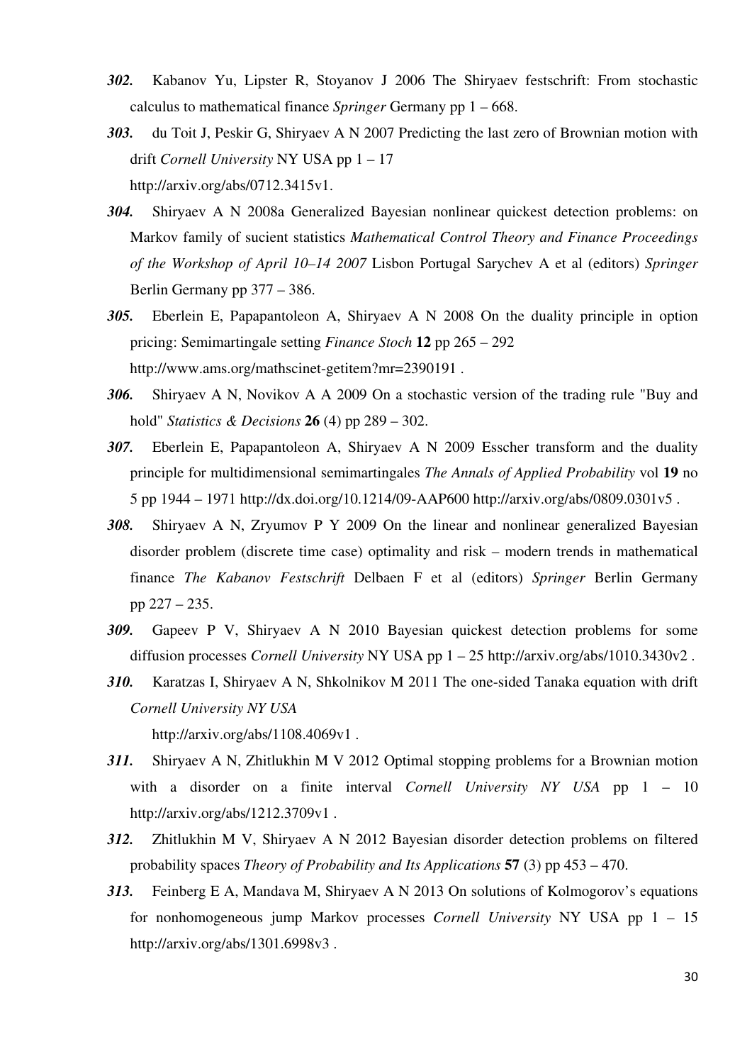***302.*** Kabanov Yu, Lipster R, Stoyanov J 2006 The Shiryaev festschrift: From stochastic calculus to mathematical finance *Springer* Germany pp 1 – 668.

***303.*** du Toit J, Peskir G, Shiryaev A N 2007 Predicting the last zero of Brownian motion with drift *Cornell University* NY USA pp 1 – 17 http://arxiv.org/abs/0712.3415v1.

***304.*** Shiryaev A N 2008a Generalized Bayesian nonlinear quickest detection problems: on Markov family of sucient statistics *Mathematical Control Theory and Finance Proceedings of the Workshop of April 10–14 2007* Lisbon Portugal Sarychev A et al (editors) *Springer* Berlin Germany pp 377 – 386.

***305.*** Eberlein E, Papapantoleon A, Shiryaev A N 2008 On the duality principle in option pricing: Semimartingale setting *Finance Stoch* **12** pp 265 – 292 http://www.ams.org/mathscinet-getitem?mr=2390191 .

***306.*** Shiryaev A N, Novikov A A 2009 On a stochastic version of the trading rule "Buy and hold" *Statistics & Decisions* **26** (4) pp 289 – 302.

***307.*** Eberlein E, Papapantoleon A, Shiryaev A N 2009 Esscher transform and the duality principle for multidimensional semimartingales *The Annals of Applied Probability* vol **19** no 5 pp 1944 – 1971 http://dx.doi.org/10.1214/09-AAP600 http://arxiv.org/abs/0809.0301v5 .

***308.*** Shiryaev A N, Zryumov P Y 2009 On the linear and nonlinear generalized Bayesian disorder problem (discrete time case) optimality and risk – modern trends in mathematical finance *The Kabanov Festschrift* Delbaen F et al (editors) *Springer* Berlin Germany pp 227 – 235.

***309.*** Gapeev P V, Shiryaev A N 2010 Bayesian quickest detection problems for some diffusion processes *Cornell University* NY USA pp 1 – 25 http://arxiv.org/abs/1010.3430v2 .

***310.*** Karatzas I, Shiryaev A N, Shkolnikov M 2011 The one-sided Tanaka equation with drift *Cornell University NY USA* http://arxiv.org/abs/1108.4069v1 .

***311.*** Shiryaev A N, Zhitlukhin M V 2012 Optimal stopping problems for a Brownian motion with a disorder on a finite interval *Cornell University NY USA* pp 1 – 10 http://arxiv.org/abs/1212.3709v1 .

***312.*** Zhitlukhin M V, Shiryaev A N 2012 Bayesian disorder detection problems on filtered probability spaces *Theory of Probability and Its Applications* **57** (3) pp 453 – 470.

***313.*** Feinberg E A, Mandava M, Shiryaev A N 2013 On solutions of Kolmogorov's equations for nonhomogeneous jump Markov processes *Cornell University* NY USA pp 1 – 15 http://arxiv.org/abs/1301.6998v3 .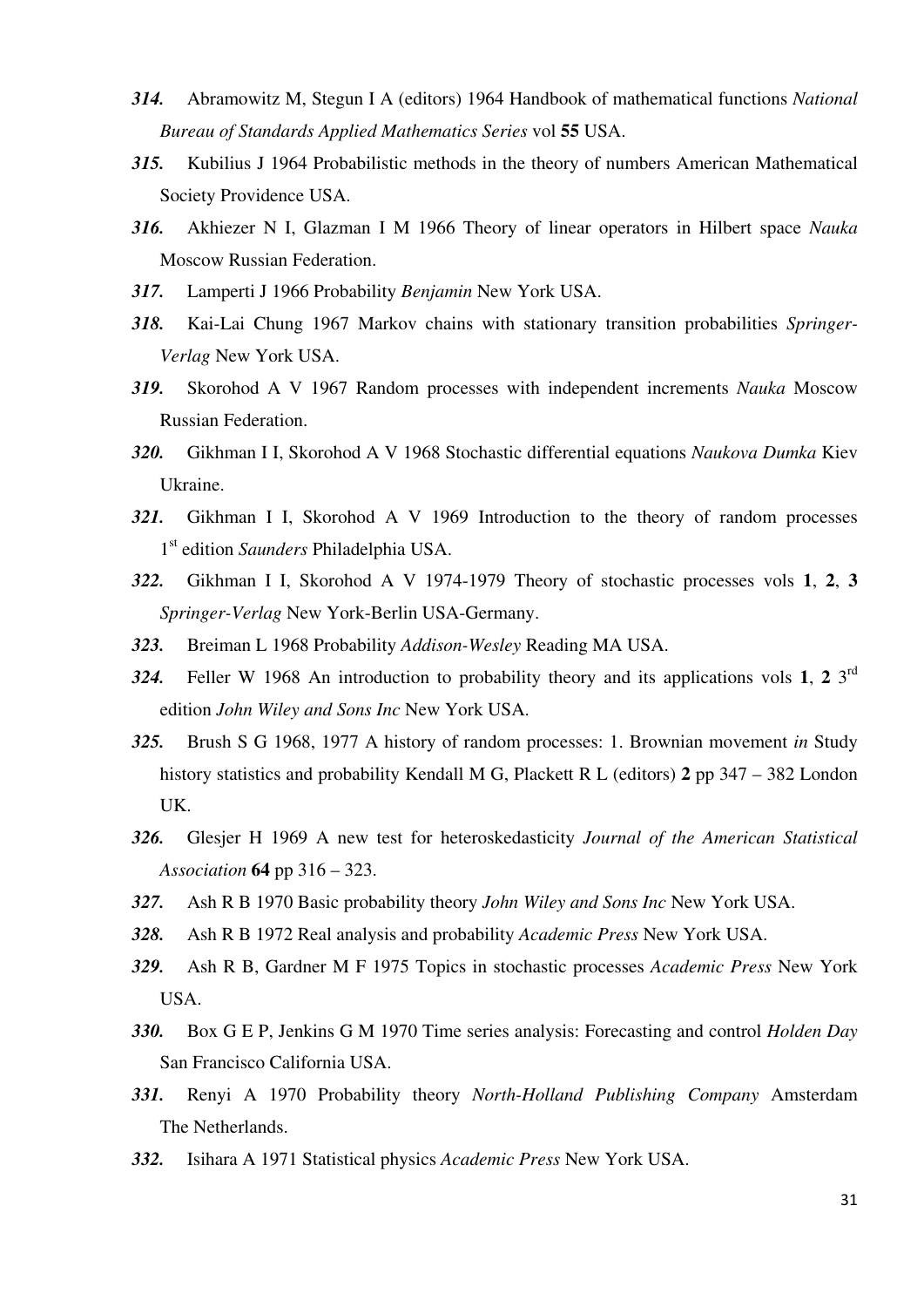***314.*** Abramowitz M, Stegun I A (editors) 1964 Handbook of mathematical functions *National Bureau of Standards Applied Mathematics Series* vol **55** USA.

***315.*** Kubilius J 1964 Probabilistic methods in the theory of numbers American Mathematical Society Providence USA.

***316.*** Akhiezer N I, Glazman I M 1966 Theory of linear operators in Hilbert space *Nauka* Moscow Russian Federation.

***317.*** Lamperti J 1966 Probability *Benjamin* New York USA.

***318.*** Kai-Lai Chung 1967 Markov chains with stationary transition probabilities *Springer-Verlag* New York USA.

***319.*** Skorohod A V 1967 Random processes with independent increments *Nauka* Moscow Russian Federation.

***320.*** Gikhman I I, Skorohod A V 1968 Stochastic differential equations *Naukova Dumka* Kiev Ukraine.

***321.*** Gikhman I I, Skorohod A V 1969 Introduction to the theory of random processes 1st edition *Saunders* Philadelphia USA.

***322.*** Gikhman I I, Skorohod A V 1974-1979 Theory of stochastic processes vols **1**, **2**, **3** *Springer-Verlag* New York-Berlin USA-Germany.

***323.*** Breiman L 1968 Probability *Addison-Wesley* Reading MA USA.

***324.*** Feller W 1968 An introduction to probability theory and its applications vols **1**, **2** 3rd edition *John Wiley and Sons Inc* New York USA.

***325.*** Brush S G 1968, 1977 A history of random processes: 1. Brownian movement *in* Study history statistics and probability Kendall M G, Plackett R L (editors) **2** pp 347 – 382 London UK.

***326.*** Glesjer H 1969 A new test for heteroskedasticity *Journal of the American Statistical Association* **64** pp 316 – 323.

***327.*** Ash R B 1970 Basic probability theory *John Wiley and Sons Inc* New York USA.

***328.*** Ash R B 1972 Real analysis and probability *Academic Press* New York USA.

***329.*** Ash R B, Gardner M F 1975 Topics in stochastic processes *Academic Press* New York USA.

***330.*** Box G E P, Jenkins G M 1970 Time series analysis: Forecasting and control *Holden Day* San Francisco California USA.

***331.*** Renyi A 1970 Probability theory *North-Holland Publishing Company* Amsterdam The Netherlands.

***332.*** Isihara A 1971 Statistical physics *Academic Press* New York USA.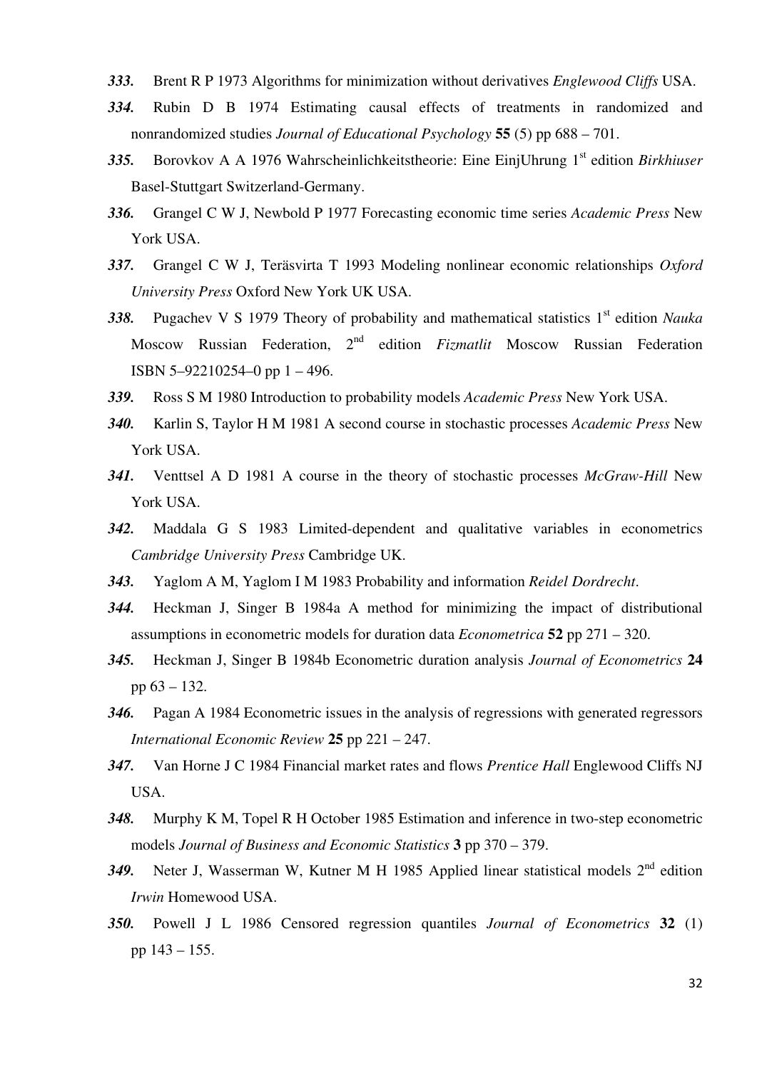***333.*** Brent R P 1973 Algorithms for minimization without derivatives *Englewood Cliffs* USA.

***334.*** Rubin D B 1974 Estimating causal effects of treatments in randomized and nonrandomized studies *Journal of Educational Psychology* **55** (5) pp 688 – 701.

***335.*** Borovkov A A 1976 Wahrscheinlichkeitstheorie: Eine EinjUhrung 1st edition *Birkhiuser* Basel-Stuttgart Switzerland-Germany.

***336.*** Grangel C W J, Newbold P 1977 Forecasting economic time series *Academic Press* New York USA.

***337.*** Grangel C W J, Teräsvirta T 1993 Modeling nonlinear economic relationships *Oxford University Press* Oxford New York UK USA.

***338.*** Pugachev V S 1979 Theory of probability and mathematical statistics 1st edition *Nauka* Moscow Russian Federation, 2nd edition *Fizmatlit* Moscow Russian Federation ISBN 5–92210254–0 pp 1 – 496.

***339.*** Ross S M 1980 Introduction to probability models *Academic Press* New York USA.

***340.*** Karlin S, Taylor H M 1981 A second course in stochastic processes *Academic Press* New York USA.

***341.*** Venttsel A D 1981 A course in the theory of stochastic processes *McGraw-Hill* New York USA.

***342.*** Maddala G S 1983 Limited-dependent and qualitative variables in econometrics *Cambridge University Press* Cambridge UK.

***343.*** Yaglom A M, Yaglom I M 1983 Probability and information *Reidel Dordrecht*.

***344.*** Heckman J, Singer B 1984a A method for minimizing the impact of distributional assumptions in econometric models for duration data *Econometrica* **52** pp 271 – 320.

***345.*** Heckman J, Singer B 1984b Econometric duration analysis *Journal of Econometrics* **24** pp 63 – 132.

***346.*** Pagan A 1984 Econometric issues in the analysis of regressions with generated regressors *International Economic Review* **25** pp 221 – 247.

***347.*** Van Horne J C 1984 Financial market rates and flows *Prentice Hall* Englewood Cliffs NJ USA.

***348.*** Murphy K M, Topel R H October 1985 Estimation and inference in two-step econometric models *Journal of Business and Economic Statistics* **3** pp 370 – 379.

***349.*** Neter J, Wasserman W, Kutner M H 1985 Applied linear statistical models 2nd edition *Irwin* Homewood USA.

***350.*** Powell J L 1986 Censored regression quantiles *Journal of Econometrics* **32** (1) pp 143 – 155.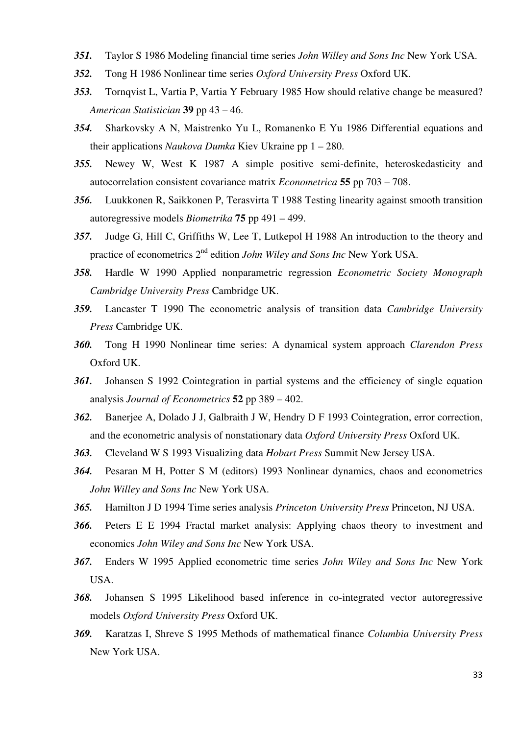***351.*** Taylor S 1986 Modeling financial time series *John Willey and Sons Inc* New York USA.

***352.*** Tong H 1986 Nonlinear time series *Oxford University Press* Oxford UK.

***353.*** Tornqvist L, Vartia P, Vartia Y February 1985 How should relative change be measured? *American Statistician* **39** pp 43 – 46.

***354.*** Sharkovsky A N, Maistrenko Yu L, Romanenko E Yu 1986 Differential equations and their applications *Naukova Dumka* Kiev Ukraine pp 1 – 280.

***355.*** Newey W, West K 1987 A simple positive semi-definite, heteroskedasticity and autocorrelation consistent covariance matrix *Econometrica* **55** pp 703 – 708.

***356.*** Luukkonen R, Saikkonen P, Terasvirta T 1988 Testing linearity against smooth transition autoregressive models *Biometrika* **75** pp 491 – 499.

***357.*** Judge G, Hill C, Griffiths W, Lee T, Lutkepol H 1988 An introduction to the theory and practice of econometrics 2nd edition *John Wiley and Sons Inc* New York USA.

***358.*** Hardle W 1990 Applied nonparametric regression *Econometric Society Monograph Cambridge University Press* Cambridge UK.

***359.*** Lancaster T 1990 The econometric analysis of transition data *Cambridge University Press* Cambridge UK.

***360.*** Tong H 1990 Nonlinear time series: A dynamical system approach *Clarendon Press* Oxford UK.

***361.*** Johansen S 1992 Cointegration in partial systems and the efficiency of single equation analysis *Journal of Econometrics* **52** pp 389 – 402.

***362.*** Banerjee A, Dolado J J, Galbraith J W, Hendry D F 1993 Cointegration, error correction, and the econometric analysis of nonstationary data *Oxford University Press* Oxford UK.

***363.*** Cleveland W S 1993 Visualizing data *Hobart Press* Summit New Jersey USA.

***364.*** Pesaran M H, Potter S M (editors) 1993 Nonlinear dynamics, chaos and econometrics *John Willey and Sons Inc* New York USA.

***365.*** Hamilton J D 1994 Time series analysis *Princeton University Press* Princeton, NJ USA.

***366.*** Peters E E 1994 Fractal market analysis: Applying chaos theory to investment and economics *John Wiley and Sons Inc* New York USA.

***367.*** Enders W 1995 Applied econometric time series *John Wiley and Sons Inc* New York USA.

***368.*** Johansen S 1995 Likelihood based inference in co-integrated vector autoregressive models *Oxford University Press* Oxford UK.

***369.*** Karatzas I, Shreve S 1995 Methods of mathematical finance *Columbia University Press* New York USA.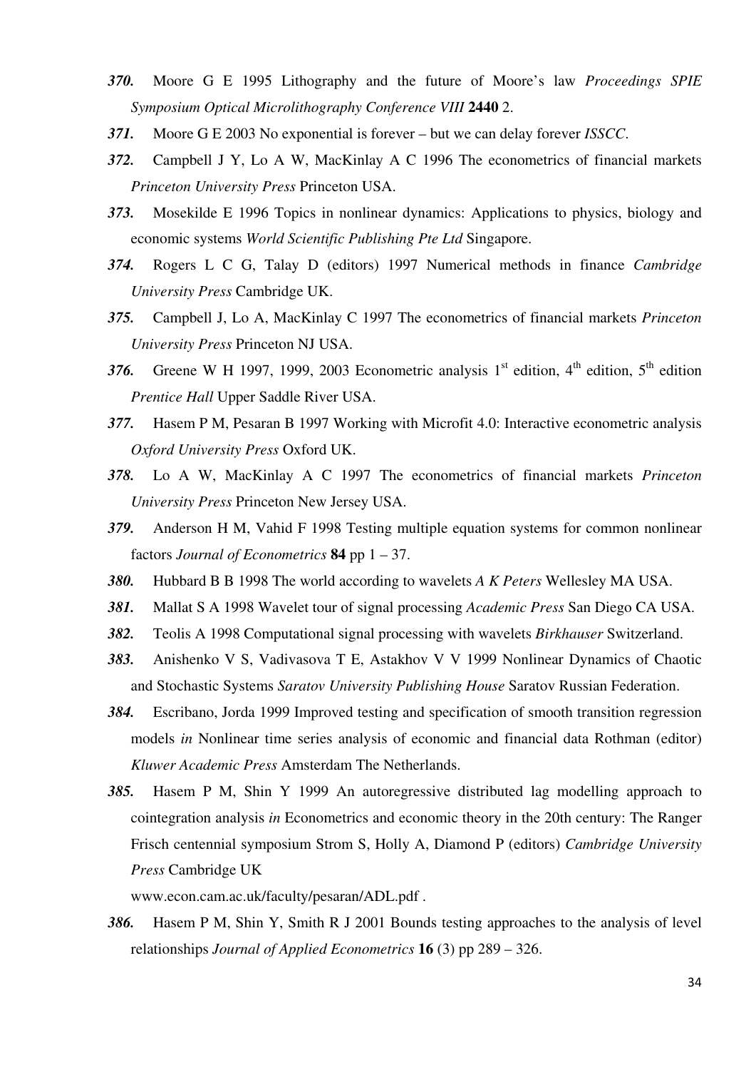***370.*** Moore G E 1995 Lithography and the future of Moore's law *Proceedings SPIE Symposium Optical Microlithography Conference VIII* **2440** 2.

***371.*** Moore G E 2003 No exponential is forever – but we can delay forever *ISSCC*.

***372.*** Campbell J Y, Lo A W, MacKinlay A C 1996 The econometrics of financial markets *Princeton University Press* Princeton USA.

***373.*** Mosekilde E 1996 Topics in nonlinear dynamics: Applications to physics, biology and economic systems *World Scientific Publishing Pte Ltd* Singapore.

***374.*** Rogers L C G, Talay D (editors) 1997 Numerical methods in finance *Cambridge University Press* Cambridge UK.

***375.*** Campbell J, Lo A, MacKinlay C 1997 The econometrics of financial markets *Princeton University Press* Princeton NJ USA.

***376.*** Greene W H 1997, 1999, 2003 Econometric analysis 1st edition, 4th edition, 5th edition *Prentice Hall* Upper Saddle River USA.

***377.*** Hasem P M, Pesaran B 1997 Working with Microfit 4.0: Interactive econometric analysis *Oxford University Press* Oxford UK.

***378.*** Lo A W, MacKinlay A C 1997 The econometrics of financial markets *Princeton University Press* Princeton New Jersey USA.

***379.*** Anderson H M, Vahid F 1998 Testing multiple equation systems for common nonlinear factors *Journal of Econometrics* **84** pp 1 – 37.

***380.*** Hubbard B B 1998 The world according to wavelets *A K Peters* Wellesley MA USA.

***381.*** Mallat S A 1998 Wavelet tour of signal processing *Academic Press* San Diego CA USA.

***382.*** Teolis A 1998 Computational signal processing with wavelets *Birkhauser* Switzerland.

***383.*** Anishenko V S, Vadivasova T E, Astakhov V V 1999 Nonlinear Dynamics of Chaotic and Stochastic Systems *Saratov University Publishing House* Saratov Russian Federation.

***384.*** Escribano, Jorda 1999 Improved testing and specification of smooth transition regression models *in* Nonlinear time series analysis of economic and financial data Rothman (editor) *Kluwer Academic Press* Amsterdam The Netherlands.

***385.*** Hasem P M, Shin Y 1999 An autoregressive distributed lag modelling approach to cointegration analysis *in* Econometrics and economic theory in the 20th century: The Ranger Frisch centennial symposium Strom S, Holly A, Diamond P (editors) *Cambridge University Press* Cambridge UK www.econ.cam.ac.uk/faculty/pesaran/ADL.pdf .

***386.*** Hasem P M, Shin Y, Smith R J 2001 Bounds testing approaches to the analysis of level relationships *Journal of Applied Econometrics* **16** (3) pp 289 – 326.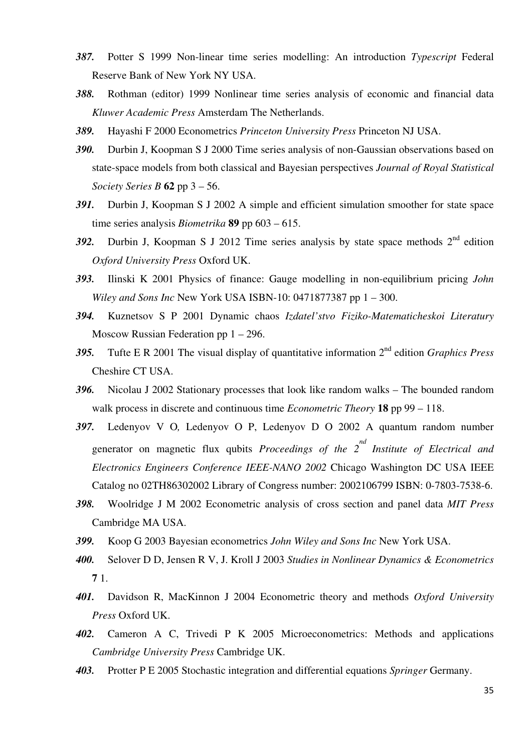***387.*** Potter S 1999 Non-linear time series modelling: An introduction *Typescript* Federal Reserve Bank of New York NY USA.

***388.*** Rothman (editor) 1999 Nonlinear time series analysis of economic and financial data *Kluwer Academic Press* Amsterdam The Netherlands.

***389.*** Hayashi F 2000 Econometrics *Princeton University Press* Princeton NJ USA.

***390.*** Durbin J, Koopman S J 2000 Time series analysis of non-Gaussian observations based on state-space models from both classical and Bayesian perspectives *Journal of Royal Statistical Society Series B* **62** pp 3 – 56.

***391.*** Durbin J, Koopman S J 2002 A simple and efficient simulation smoother for state space time series analysis *Biometrika* **89** pp 603 – 615.

***392.*** Durbin J, Koopman S J 2012 Time series analysis by state space methods 2nd edition *Oxford University Press* Oxford UK.

***393.*** Ilinski K 2001 Physics of finance: Gauge modelling in non-equilibrium pricing *John Wiley and Sons Inc* New York USA ISBN-10: 0471877387 pp 1 – 300.

***394.*** Kuznetsov S P 2001 Dynamic chaos *Izdatel'stvo Fiziko-Matematicheskoi Literatury* Moscow Russian Federation pp 1 – 296.

***395.*** Tufte E R 2001 The visual display of quantitative information 2nd edition *Graphics Press* Cheshire CT USA.

***396.*** Nicolau J 2002 Stationary processes that look like random walks – The bounded random walk process in discrete and continuous time *Econometric Theory* **18** pp 99 – 118.

***397.*** Ledenyov V O*,* Ledenyov O P, Ledenyov D O 2002 A quantum random number generator on magnetic flux qubits *Proceedings of the 2nd Institute of Electrical and Electronics Engineers Conference IEEE-NANO 2002* Chicago Washington DC USA IEEE Catalog no 02TH86302002 Library of Congress number: 2002106799 ISBN: 0-7803-7538-6.

***398.*** Woolridge J M 2002 Econometric analysis of cross section and panel data *MIT Press* Cambridge MA USA.

***399.*** Koop G 2003 Bayesian econometrics *John Wiley and Sons Inc* New York USA.

***400.*** Selover D D, Jensen R V, J. Kroll J 2003 *Studies in Nonlinear Dynamics & Econometrics* **7** 1.

***401.*** Davidson R, MacKinnon J 2004 Econometric theory and methods *Oxford University Press* Oxford UK.

***402.*** Cameron A C, Trivedi P K 2005 Microeconometrics: Methods and applications *Cambridge University Press* Cambridge UK.

***403.*** Protter P E 2005 Stochastic integration and differential equations *Springer* Germany.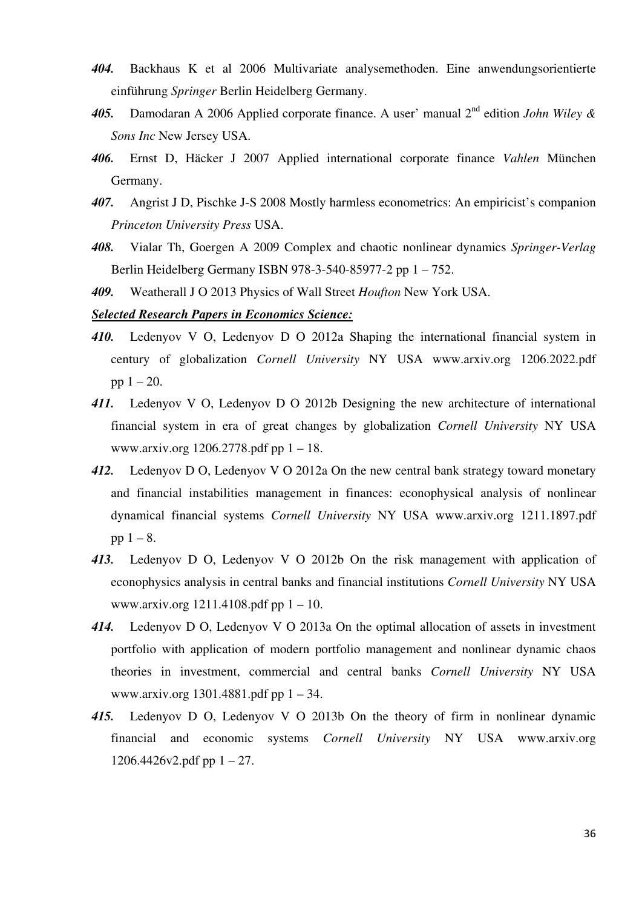***404.*** Backhaus K et al 2006 Multivariate analysemethoden. Eine anwendungsorientierte einführung *Springer* Berlin Heidelberg Germany.

***405.*** Damodaran A 2006 Applied corporate finance. A user' manual 2nd edition *John Wiley & Sons Inc* New Jersey USA.

***406.*** Ernst D, Häcker J 2007 Applied international corporate finance *Vahlen* München Germany.

***407.*** Angrist J D, Pischke J-S 2008 Mostly harmless econometrics: An empiricist's companion *Princeton University Press* USA.

***408.*** Vialar Th, Goergen A 2009 Complex and chaotic nonlinear dynamics *Springer-Verlag* Berlin Heidelberg Germany ISBN 978-3-540-85977-2 pp 1 – 752.

***409.*** Weatherall J O 2013 Physics of Wall Street *Houfton* New York USA.

***Selected Research Papers in Economics Science:***

***410.*** Ledenyov V O, Ledenyov D O 2012a Shaping the international financial system in century of globalization *Cornell University* NY USA www.arxiv.org 1206.2022.pdf pp 1 – 20.

***411.*** Ledenyov V O, Ledenyov D O 2012b Designing the new architecture of international financial system in era of great changes by globalization *Cornell University* NY USA www.arxiv.org 1206.2778.pdf pp 1 – 18.

***412.*** Ledenyov D O, Ledenyov V O 2012a On the new central bank strategy toward monetary and financial instabilities management in finances: econophysical analysis of nonlinear dynamical financial systems *Cornell University* NY USA www.arxiv.org 1211.1897.pdf pp 1 – 8.

***413.*** Ledenyov D O, Ledenyov V O 2012b On the risk management with application of econophysics analysis in central banks and financial institutions *Cornell University* NY USA www.arxiv.org 1211.4108.pdf pp 1 – 10.

***414.*** Ledenyov D O, Ledenyov V O 2013a On the optimal allocation of assets in investment portfolio with application of modern portfolio management and nonlinear dynamic chaos theories in investment, commercial and central banks *Cornell University* NY USA www.arxiv.org 1301.4881.pdf pp 1 – 34.

***415.*** Ledenyov D O, Ledenyov V O 2013b On the theory of firm in nonlinear dynamic financial and economic systems *Cornell University* NY USA www.arxiv.org 1206.4426v2.pdf pp 1 – 27.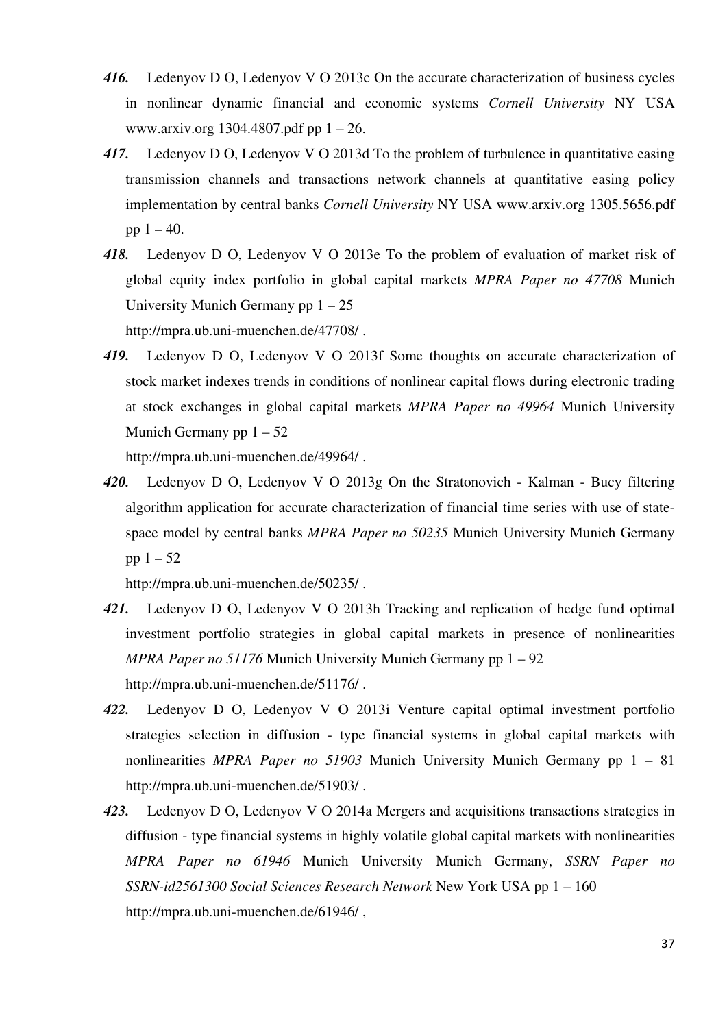***416.*** Ledenyov D O, Ledenyov V O 2013c On the accurate characterization of business cycles in nonlinear dynamic financial and economic systems *Cornell University* NY USA www.arxiv.org 1304.4807.pdf pp 1 – 26.

***417.*** Ledenyov D O, Ledenyov V O 2013d To the problem of turbulence in quantitative easing transmission channels and transactions network channels at quantitative easing policy implementation by central banks *Cornell University* NY USA www.arxiv.org 1305.5656.pdf pp 1 – 40.

***418.*** Ledenyov D O, Ledenyov V O 2013e To the problem of evaluation of market risk of global equity index portfolio in global capital markets *MPRA Paper no 47708* Munich University Munich Germany pp 1 – 25
http://mpra.ub.uni-muenchen.de/47708/ .

***419.*** Ledenyov D O, Ledenyov V O 2013f Some thoughts on accurate characterization of stock market indexes trends in conditions of nonlinear capital flows during electronic trading at stock exchanges in global capital markets *MPRA Paper no 49964* Munich University Munich Germany pp 1 – 52
http://mpra.ub.uni-muenchen.de/49964/ .

***420.*** Ledenyov D O, Ledenyov V O 2013g On the Stratonovich - Kalman - Bucy filtering algorithm application for accurate characterization of financial time series with use of state-space model by central banks *MPRA Paper no 50235* Munich University Munich Germany pp 1 – 52
http://mpra.ub.uni-muenchen.de/50235/ .

***421.*** Ledenyov D O, Ledenyov V O 2013h Tracking and replication of hedge fund optimal investment portfolio strategies in global capital markets in presence of nonlinearities *MPRA Paper no 51176* Munich University Munich Germany pp 1 – 92
http://mpra.ub.uni-muenchen.de/51176/ .

***422.*** Ledenyov D O, Ledenyov V O 2013i Venture capital optimal investment portfolio strategies selection in diffusion - type financial systems in global capital markets with nonlinearities *MPRA Paper no 51903* Munich University Munich Germany pp 1 – 81 http://mpra.ub.uni-muenchen.de/51903/ .

***423.*** Ledenyov D O, Ledenyov V O 2014a Mergers and acquisitions transactions strategies in diffusion - type financial systems in highly volatile global capital markets with nonlinearities *MPRA Paper no 61946* Munich University Munich Germany, *SSRN Paper no SSRN-id2561300 Social Sciences Research Network* New York USA pp 1 – 160
http://mpra.ub.uni-muenchen.de/61946/ ,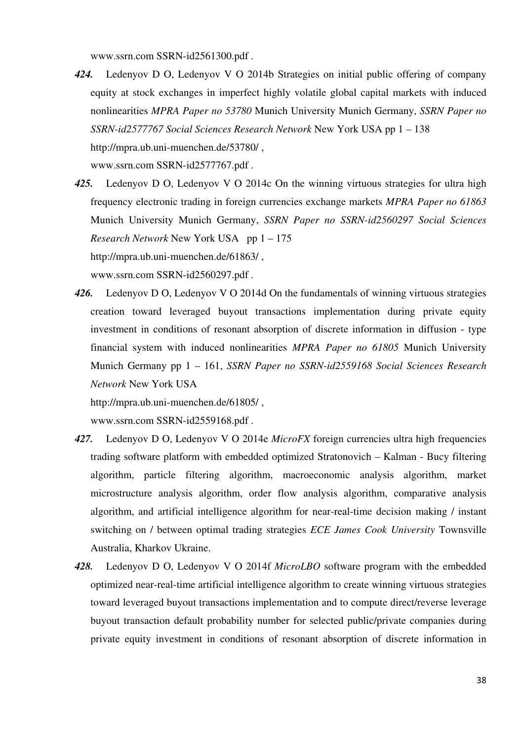www.ssrn.com SSRN-id2561300.pdf .

***424.*** Ledenyov D O, Ledenyov V O 2014b Strategies on initial public offering of company equity at stock exchanges in imperfect highly volatile global capital markets with induced nonlinearities *MPRA Paper no 53780* Munich University Munich Germany, *SSRN Paper no SSRN-id2577767 Social Sciences Research Network* New York USA pp 1 – 138
http://mpra.ub.uni-muenchen.de/53780/ ,
www.ssrn.com SSRN-id2577767.pdf .

***425.*** Ledenyov D O, Ledenyov V O 2014c On the winning virtuous strategies for ultra high frequency electronic trading in foreign currencies exchange markets *MPRA Paper no 61863* Munich University Munich Germany, *SSRN Paper no SSRN-id2560297 Social Sciences Research Network* New York USA pp 1 – 175
http://mpra.ub.uni-muenchen.de/61863/ ,
www.ssrn.com SSRN-id2560297.pdf .

***426.*** Ledenyov D O, Ledenyov V O 2014d On the fundamentals of winning virtuous strategies creation toward leveraged buyout transactions implementation during private equity investment in conditions of resonant absorption of discrete information in diffusion - type financial system with induced nonlinearities *MPRA Paper no 61805* Munich University Munich Germany pp 1 – 161, *SSRN Paper no SSRN-id2559168 Social Sciences Research Network* New York USA
http://mpra.ub.uni-muenchen.de/61805/ ,
www.ssrn.com SSRN-id2559168.pdf .

***427.*** Ledenyov D O, Ledenyov V O 2014e *MicroFX* foreign currencies ultra high frequencies trading software platform with embedded optimized Stratonovich – Kalman - Bucy filtering algorithm, particle filtering algorithm, macroeconomic analysis algorithm, market microstructure analysis algorithm, order flow analysis algorithm, comparative analysis algorithm, and artificial intelligence algorithm for near-real-time decision making / instant switching on / between optimal trading strategies *ECE James Cook University* Townsville Australia, Kharkov Ukraine.

***428.*** Ledenyov D O, Ledenyov V O 2014f *MicroLBO* software program with the embedded optimized near-real-time artificial intelligence algorithm to create winning virtuous strategies toward leveraged buyout transactions implementation and to compute direct/reverse leverage buyout transaction default probability number for selected public/private companies during private equity investment in conditions of resonant absorption of discrete information in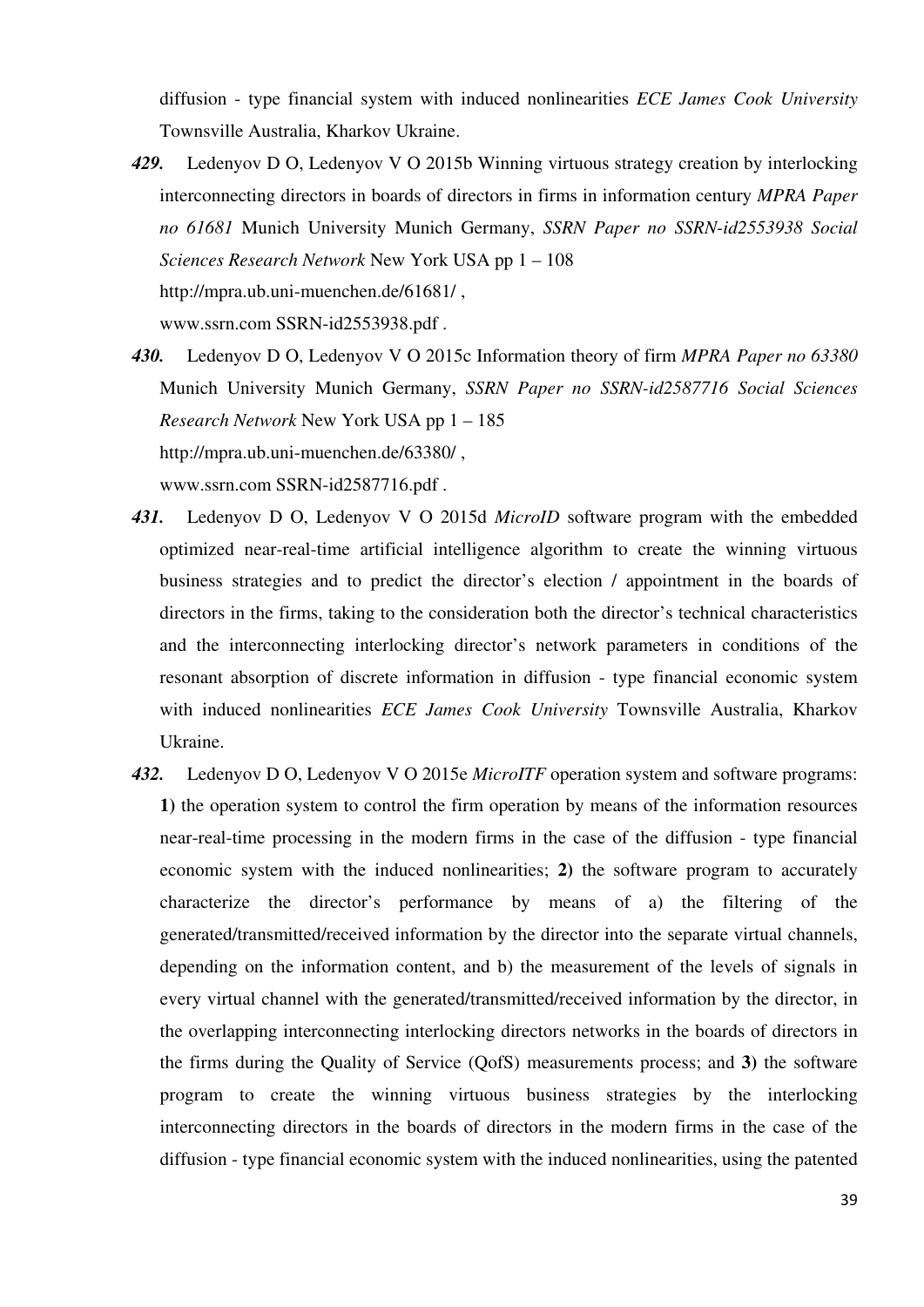diffusion - type financial system with induced nonlinearities *ECE James Cook University* Townsville Australia, Kharkov Ukraine.

***429.*** Ledenyov D O, Ledenyov V O 2015b Winning virtuous strategy creation by interlocking interconnecting directors in boards of directors in firms in information century *MPRA Paper no 61681* Munich University Munich Germany, *SSRN Paper no SSRN-id2553938 Social Sciences Research Network* New York USA pp 1 – 108
http://mpra.ub.uni-muenchen.de/61681/ ,
www.ssrn.com SSRN-id2553938.pdf .

***430.*** Ledenyov D O, Ledenyov V O 2015c Information theory of firm *MPRA Paper no 63380* Munich University Munich Germany, *SSRN Paper no SSRN-id2587716 Social Sciences Research Network* New York USA pp 1 – 185
http://mpra.ub.uni-muenchen.de/63380/ ,
www.ssrn.com SSRN-id2587716.pdf .

***431.*** Ledenyov D O, Ledenyov V O 2015d *MicroID* software program with the embedded optimized near-real-time artificial intelligence algorithm to create the winning virtuous business strategies and to predict the director's election / appointment in the boards of directors in the firms, taking to the consideration both the director's technical characteristics and the interconnecting interlocking director's network parameters in conditions of the resonant absorption of discrete information in diffusion - type financial economic system with induced nonlinearities *ECE James Cook University* Townsville Australia, Kharkov Ukraine.

***432.*** Ledenyov D O, Ledenyov V O 2015e *MicroITF* operation system and software programs: **1)** the operation system to control the firm operation by means of the information resources near-real-time processing in the modern firms in the case of the diffusion - type financial economic system with the induced nonlinearities; **2)** the software program to accurately characterize the director's performance by means of a) the filtering of the generated/transmitted/received information by the director into the separate virtual channels, depending on the information content, and b) the measurement of the levels of signals in every virtual channel with the generated/transmitted/received information by the director, in the overlapping interconnecting interlocking directors networks in the boards of directors in the firms during the Quality of Service (QofS) measurements process; and **3)** the software program to create the winning virtuous business strategies by the interlocking interconnecting directors in the boards of directors in the modern firms in the case of the diffusion - type financial economic system with the induced nonlinearities, using the patented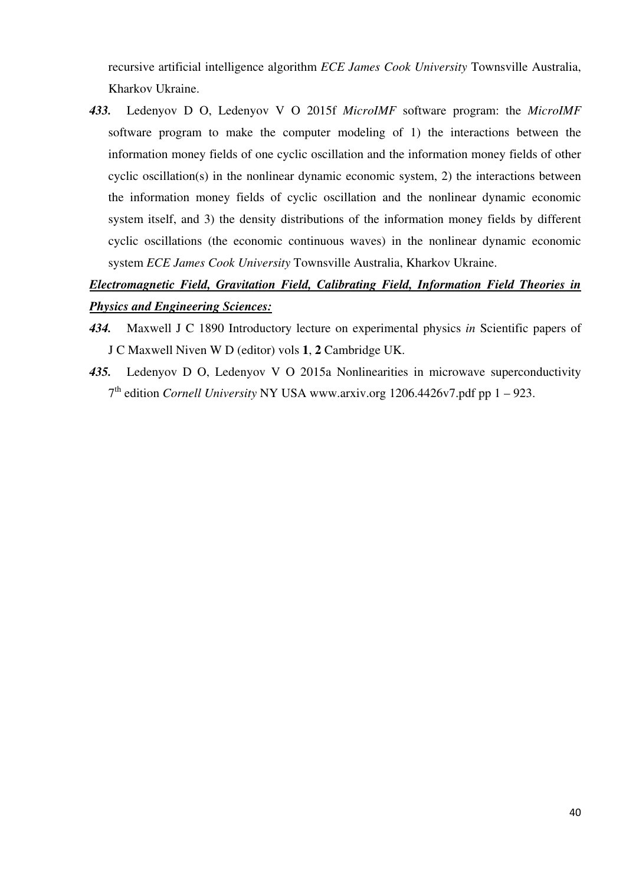recursive artificial intelligence algorithm *ECE James Cook University* Townsville Australia, Kharkov Ukraine.

***433.*** Ledenyov D O, Ledenyov V O 2015f *MicroIMF* software program: the *MicroIMF* software program to make the computer modeling of 1) the interactions between the information money fields of one cyclic oscillation and the information money fields of other cyclic oscillation(s) in the nonlinear dynamic economic system, 2) the interactions between the information money fields of cyclic oscillation and the nonlinear dynamic economic system itself, and 3) the density distributions of the information money fields by different cyclic oscillations (the economic continuous waves) in the nonlinear dynamic economic system *ECE James Cook University* Townsville Australia, Kharkov Ukraine.

***<u>Electromagnetic Field, Gravitation Field, Calibrating Field, Information Field Theories in Physics and Engineering Sciences:</u>***

***434.*** Maxwell J C 1890 Introductory lecture on experimental physics *in* Scientific papers of J C Maxwell Niven W D (editor) vols **1**, **2** Cambridge UK.

***435.*** Ledenyov D O, Ledenyov V O 2015a Nonlinearities in microwave superconductivity 7th edition *Cornell University* NY USA www.arxiv.org 1206.4426v7.pdf pp 1 – 923.